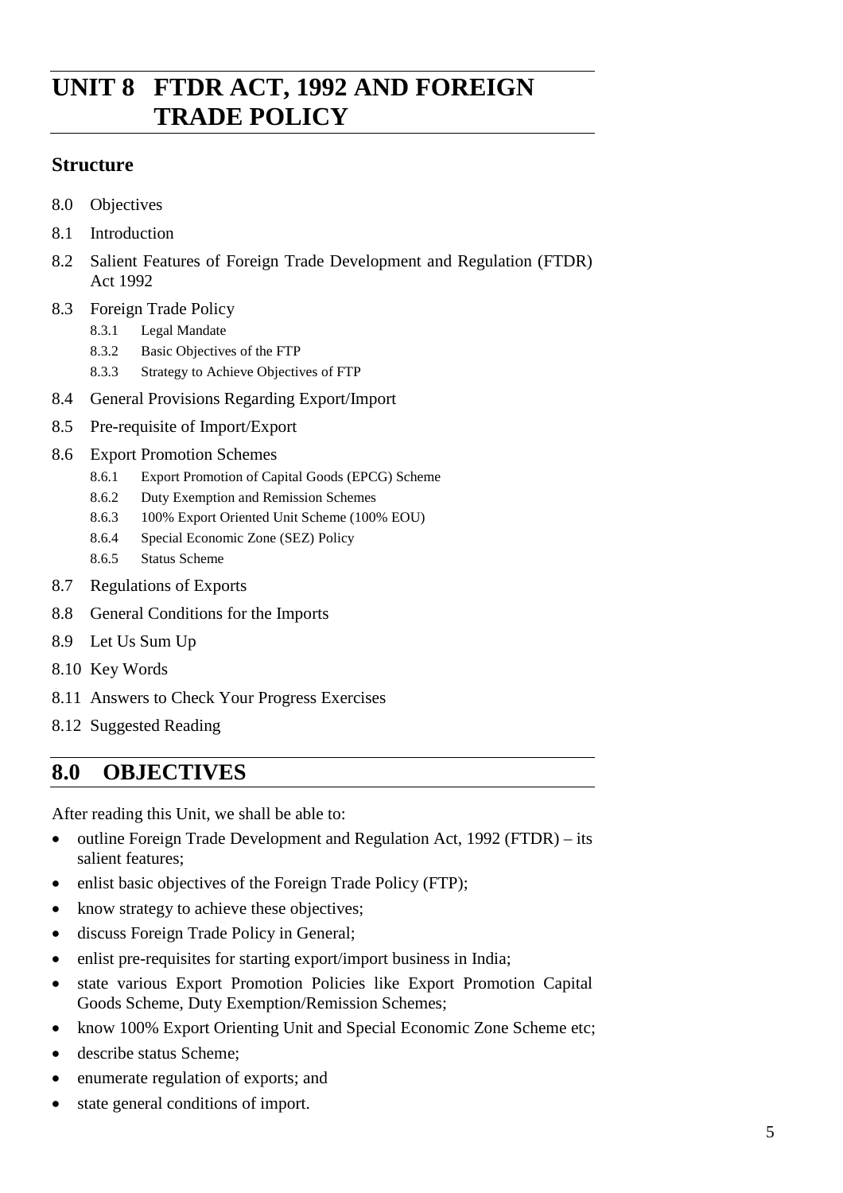# UNIT 8 FTDR ACT, 1992 AND FOREIGN TRADE POLICY

## Structure

8.0 Objectives

8.1 Introduction

8.2 Salient Features of Foreign Trade Development and Regulation (FTDR) Act 1992

8.3 Foreign Trade Policy
- 8.3.1 Legal Mandate
- 8.3.2 Basic Objectives of the FTP
- 8.3.3 Strategy to Achieve Objectives of FTP

8.4 General Provisions Regarding Export/Import

8.5 Pre-requisite of Import/Export

8.6 Export Promotion Schemes
- 8.6.1 Export Promotion of Capital Goods (EPCG) Scheme
- 8.6.2 Duty Exemption and Remission Schemes
- 8.6.3 100% Export Oriented Unit Scheme (100% EOU)
- 8.6.4 Special Economic Zone (SEZ) Policy
- 8.6.5 Status Scheme

8.7 Regulations of Exports

8.8 General Conditions for the Imports

8.9 Let Us Sum Up

8.10 Key Words

8.11 Answers to Check Your Progress Exercises

8.12 Suggested Reading

## 8.0 OBJECTIVES

After reading this Unit, we shall be able to:

- outline Foreign Trade Development and Regulation Act, 1992 (FTDR) – its salient features;
- enlist basic objectives of the Foreign Trade Policy (FTP);
- know strategy to achieve these objectives;
- discuss Foreign Trade Policy in General;
- enlist pre-requisites for starting export/import business in India;
- state various Export Promotion Policies like Export Promotion Capital Goods Scheme, Duty Exemption/Remission Schemes;
- know 100% Export Orienting Unit and Special Economic Zone Scheme etc;
- describe status Scheme;
- enumerate regulation of exports; and
- state general conditions of import.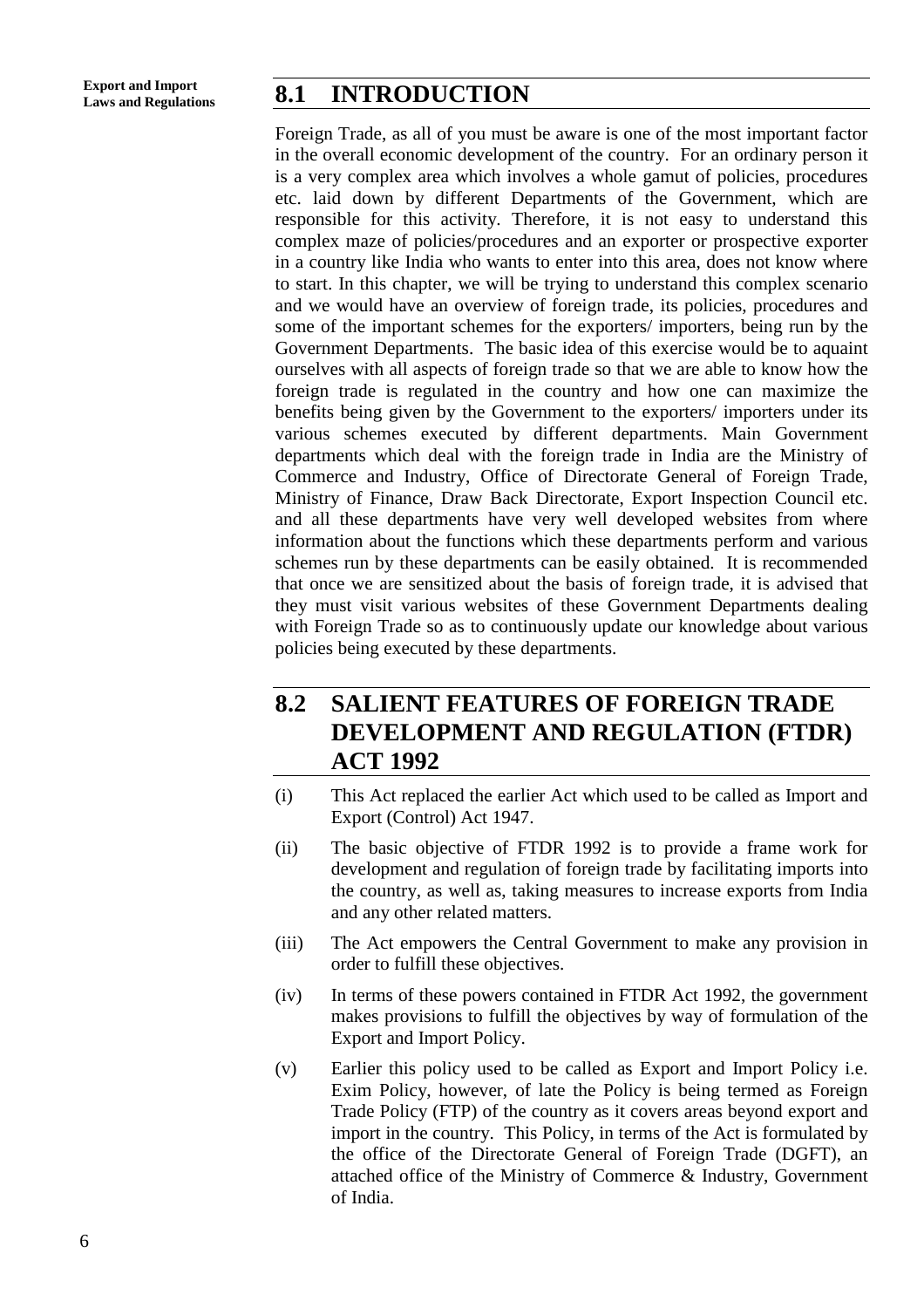## 8.1 INTRODUCTION

Foreign Trade, as all of you must be aware is one of the most important factor in the overall economic development of the country. For an ordinary person it is a very complex area which involves a whole gamut of policies, procedures etc. laid down by different Departments of the Government, which are responsible for this activity. Therefore, it is not easy to understand this complex maze of policies/procedures and an exporter or prospective exporter in a country like India who wants to enter into this area, does not know where to start. In this chapter, we will be trying to understand this complex scenario and we would have an overview of foreign trade, its policies, procedures and some of the important schemes for the exporters/ importers, being run by the Government Departments. The basic idea of this exercise would be to aquaint ourselves with all aspects of foreign trade so that we are able to know how the foreign trade is regulated in the country and how one can maximize the benefits being given by the Government to the exporters/ importers under its various schemes executed by different departments. Main Government departments which deal with the foreign trade in India are the Ministry of Commerce and Industry, Office of Directorate General of Foreign Trade, Ministry of Finance, Draw Back Directorate, Export Inspection Council etc. and all these departments have very well developed websites from where information about the functions which these departments perform and various schemes run by these departments can be easily obtained. It is recommended that once we are sensitized about the basis of foreign trade, it is advised that they must visit various websites of these Government Departments dealing with Foreign Trade so as to continuously update our knowledge about various policies being executed by these departments.

## 8.2 SALIENT FEATURES OF FOREIGN TRADE DEVELOPMENT AND REGULATION (FTDR) ACT 1992

(i) This Act replaced the earlier Act which used to be called as Import and Export (Control) Act 1947.

(ii) The basic objective of FTDR 1992 is to provide a frame work for development and regulation of foreign trade by facilitating imports into the country, as well as, taking measures to increase exports from India and any other related matters.

(iii) The Act empowers the Central Government to make any provision in order to fulfill these objectives.

(iv) In terms of these powers contained in FTDR Act 1992, the government makes provisions to fulfill the objectives by way of formulation of the Export and Import Policy.

(v) Earlier this policy used to be called as Export and Import Policy i.e. Exim Policy, however, of late the Policy is being termed as Foreign Trade Policy (FTP) of the country as it covers areas beyond export and import in the country. This Policy, in terms of the Act is formulated by the office of the Directorate General of Foreign Trade (DGFT), an attached office of the Ministry of Commerce & Industry, Government of India.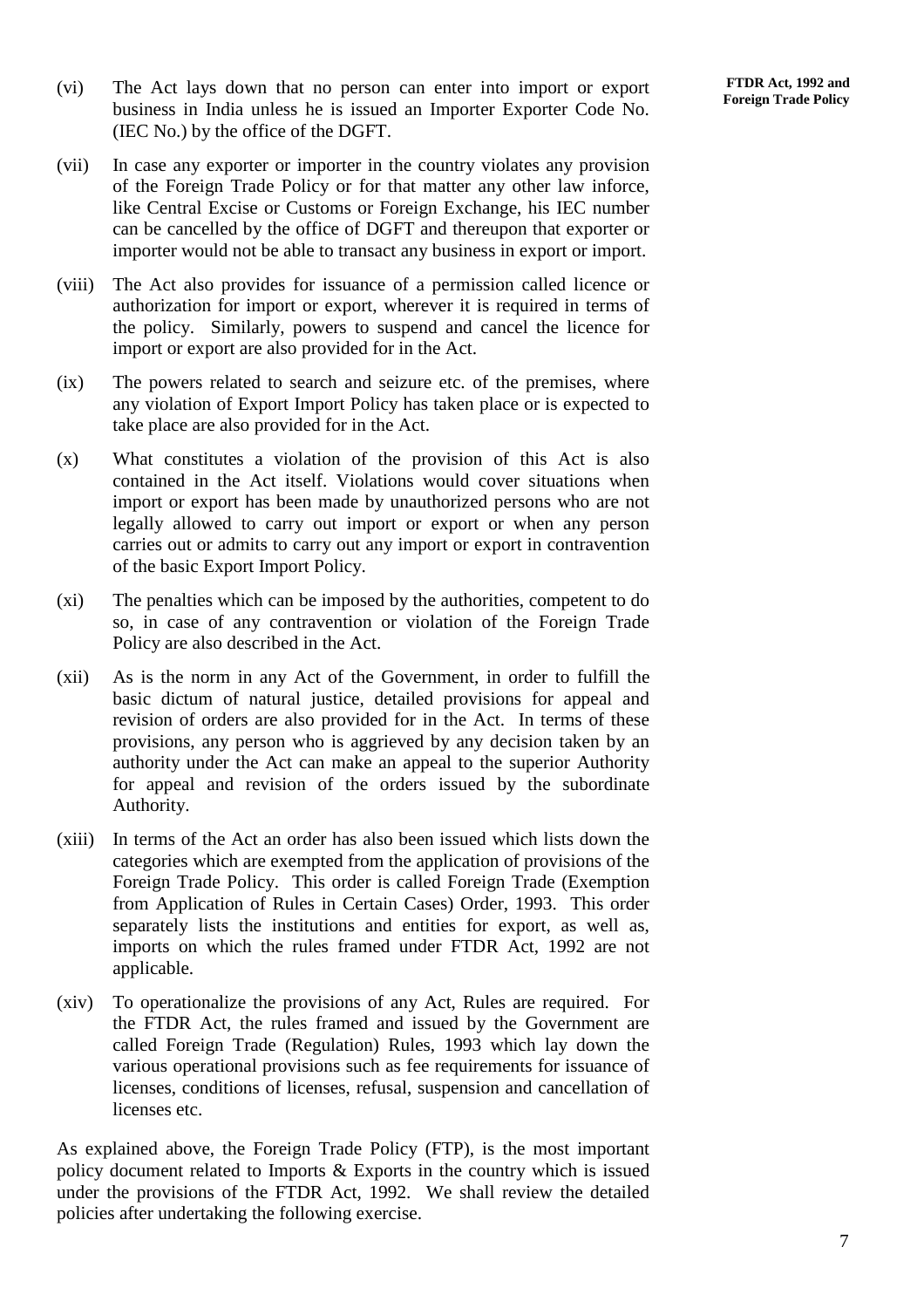(vi) The Act lays down that no person can enter into import or export business in India unless he is issued an Importer Exporter Code No. (IEC No.) by the office of the DGFT.

(vii) In case any exporter or importer in the country violates any provision of the Foreign Trade Policy or for that matter any other law inforce, like Central Excise or Customs or Foreign Exchange, his IEC number can be cancelled by the office of DGFT and thereupon that exporter or importer would not be able to transact any business in export or import.

(viii) The Act also provides for issuance of a permission called licence or authorization for import or export, wherever it is required in terms of the policy. Similarly, powers to suspend and cancel the licence for import or export are also provided for in the Act.

(ix) The powers related to search and seizure etc. of the premises, where any violation of Export Import Policy has taken place or is expected to take place are also provided for in the Act.

(x) What constitutes a violation of the provision of this Act is also contained in the Act itself. Violations would cover situations when import or export has been made by unauthorized persons who are not legally allowed to carry out import or export or when any person carries out or admits to carry out any import or export in contravention of the basic Export Import Policy.

(xi) The penalties which can be imposed by the authorities, competent to do so, in case of any contravention or violation of the Foreign Trade Policy are also described in the Act.

(xii) As is the norm in any Act of the Government, in order to fulfill the basic dictum of natural justice, detailed provisions for appeal and revision of orders are also provided for in the Act. In terms of these provisions, any person who is aggrieved by any decision taken by an authority under the Act can make an appeal to the superior Authority for appeal and revision of the orders issued by the subordinate Authority.

(xiii) In terms of the Act an order has also been issued which lists down the categories which are exempted from the application of provisions of the Foreign Trade Policy. This order is called Foreign Trade (Exemption from Application of Rules in Certain Cases) Order, 1993. This order separately lists the institutions and entities for export, as well as, imports on which the rules framed under FTDR Act, 1992 are not applicable.

(xiv) To operationalize the provisions of any Act, Rules are required. For the FTDR Act, the rules framed and issued by the Government are called Foreign Trade (Regulation) Rules, 1993 which lay down the various operational provisions such as fee requirements for issuance of licenses, conditions of licenses, refusal, suspension and cancellation of licenses etc.

As explained above, the Foreign Trade Policy (FTP), is the most important policy document related to Imports & Exports in the country which is issued under the provisions of the FTDR Act, 1992. We shall review the detailed policies after undertaking the following exercise.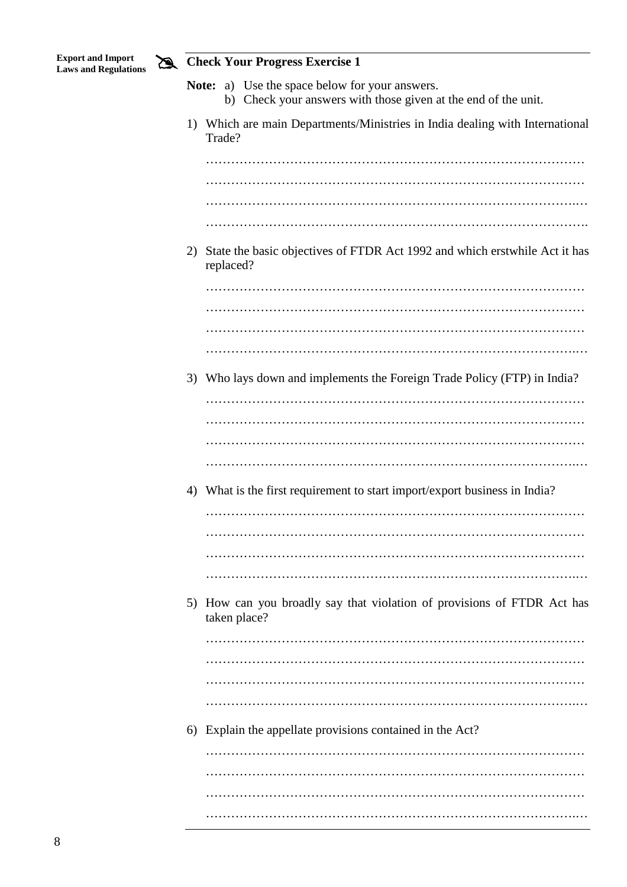## Check Your Progress Exercise 1

**Note:** a) Use the space below for your answers.

b) Check your answers with those given at the end of the unit.

1) Which are main Departments/Ministries in India dealing with International Trade?

………………………………………………………………………………

………………………………………………………………………………

………………………………………………………………………………

………………………………………………………………………………

2) State the basic objectives of FTDR Act 1992 and which erstwhile Act it has replaced?

………………………………………………………………………………

………………………………………………………………………………

………………………………………………………………………………

………………………………………………………………………………

3) Who lays down and implements the Foreign Trade Policy (FTP) in India?

………………………………………………………………………………

………………………………………………………………………………

………………………………………………………………………………

………………………………………………………………………………

4) What is the first requirement to start import/export business in India?

………………………………………………………………………………

………………………………………………………………………………

………………………………………………………………………………

………………………………………………………………………………

5) How can you broadly say that violation of provisions of FTDR Act has taken place?

………………………………………………………………………………

………………………………………………………………………………

………………………………………………………………………………

………………………………………………………………………………

6) Explain the appellate provisions contained in the Act?

………………………………………………………………………………

………………………………………………………………………………

………………………………………………………………………………

………………………………………………………………………………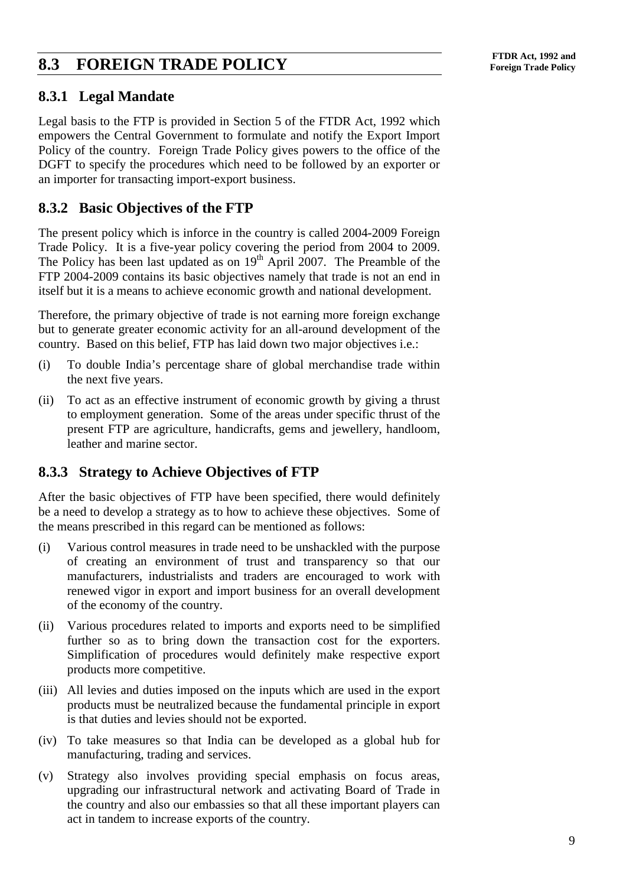## 8.3 FOREIGN TRADE POLICY

### 8.3.1 Legal Mandate

Legal basis to the FTP is provided in Section 5 of the FTDR Act, 1992 which empowers the Central Government to formulate and notify the Export Import Policy of the country. Foreign Trade Policy gives powers to the office of the DGFT to specify the procedures which need to be followed by an exporter or an importer for transacting import-export business.

### 8.3.2 Basic Objectives of the FTP

The present policy which is inforce in the country is called 2004-2009 Foreign Trade Policy. It is a five-year policy covering the period from 2004 to 2009. The Policy has been last updated as on 19th April 2007. The Preamble of the FTP 2004-2009 contains its basic objectives namely that trade is not an end in itself but it is a means to achieve economic growth and national development.

Therefore, the primary objective of trade is not earning more foreign exchange but to generate greater economic activity for an all-around development of the country. Based on this belief, FTP has laid down two major objectives i.e.:

(i) To double India's percentage share of global merchandise trade within the next five years.

(ii) To act as an effective instrument of economic growth by giving a thrust to employment generation. Some of the areas under specific thrust of the present FTP are agriculture, handicrafts, gems and jewellery, handloom, leather and marine sector.

### 8.3.3 Strategy to Achieve Objectives of FTP

After the basic objectives of FTP have been specified, there would definitely be a need to develop a strategy as to how to achieve these objectives. Some of the means prescribed in this regard can be mentioned as follows:

(i) Various control measures in trade need to be unshackled with the purpose of creating an environment of trust and transparency so that our manufacturers, industrialists and traders are encouraged to work with renewed vigor in export and import business for an overall development of the economy of the country.

(ii) Various procedures related to imports and exports need to be simplified further so as to bring down the transaction cost for the exporters. Simplification of procedures would definitely make respective export products more competitive.

(iii) All levies and duties imposed on the inputs which are used in the export products must be neutralized because the fundamental principle in export is that duties and levies should not be exported.

(iv) To take measures so that India can be developed as a global hub for manufacturing, trading and services.

(v) Strategy also involves providing special emphasis on focus areas, upgrading our infrastructural network and activating Board of Trade in the country and also our embassies so that all these important players can act in tandem to increase exports of the country.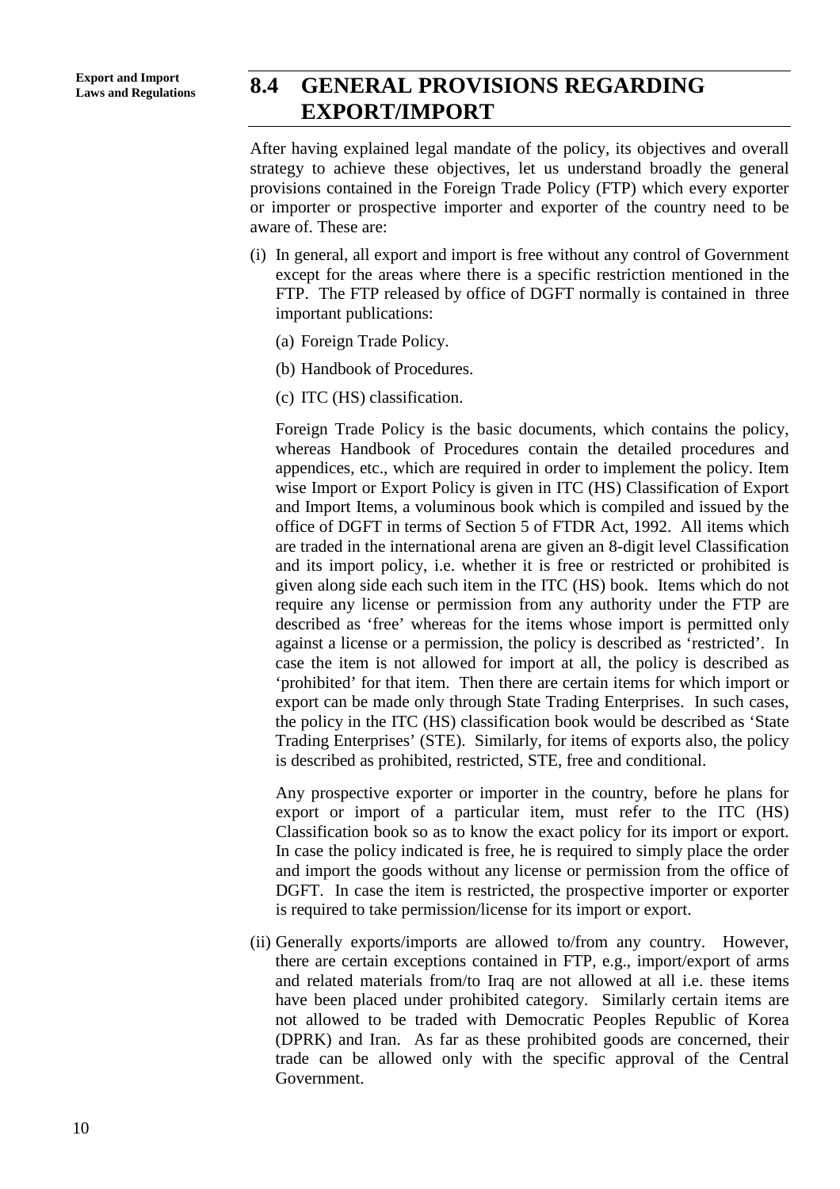## 8.4 GENERAL PROVISIONS REGARDING EXPORT/IMPORT

After having explained legal mandate of the policy, its objectives and overall strategy to achieve these objectives, let us understand broadly the general provisions contained in the Foreign Trade Policy (FTP) which every exporter or importer or prospective importer and exporter of the country need to be aware of. These are:

(i) In general, all export and import is free without any control of Government except for the areas where there is a specific restriction mentioned in the FTP. The FTP released by office of DGFT normally is contained in three important publications:

   (a) Foreign Trade Policy.

   (b) Handbook of Procedures.

   (c) ITC (HS) classification.

   Foreign Trade Policy is the basic documents, which contains the policy, whereas Handbook of Procedures contain the detailed procedures and appendices, etc., which are required in order to implement the policy. Item wise Import or Export Policy is given in ITC (HS) Classification of Export and Import Items, a voluminous book which is compiled and issued by the office of DGFT in terms of Section 5 of FTDR Act, 1992. All items which are traded in the international arena are given an 8-digit level Classification and its import policy, i.e. whether it is free or restricted or prohibited is given along side each such item in the ITC (HS) book. Items which do not require any license or permission from any authority under the FTP are described as 'free' whereas for the items whose import is permitted only against a license or a permission, the policy is described as 'restricted'. In case the item is not allowed for import at all, the policy is described as 'prohibited' for that item. Then there are certain items for which import or export can be made only through State Trading Enterprises. In such cases, the policy in the ITC (HS) classification book would be described as 'State Trading Enterprises' (STE). Similarly, for items of exports also, the policy is described as prohibited, restricted, STE, free and conditional.

   Any prospective exporter or importer in the country, before he plans for export or import of a particular item, must refer to the ITC (HS) Classification book so as to know the exact policy for its import or export. In case the policy indicated is free, he is required to simply place the order and import the goods without any license or permission from the office of DGFT. In case the item is restricted, the prospective importer or exporter is required to take permission/license for its import or export.

(ii) Generally exports/imports are allowed to/from any country. However, there are certain exceptions contained in FTP, e.g., import/export of arms and related materials from/to Iraq are not allowed at all i.e. these items have been placed under prohibited category. Similarly certain items are not allowed to be traded with Democratic Peoples Republic of Korea (DPRK) and Iran. As far as these prohibited goods are concerned, their trade can be allowed only with the specific approval of the Central Government.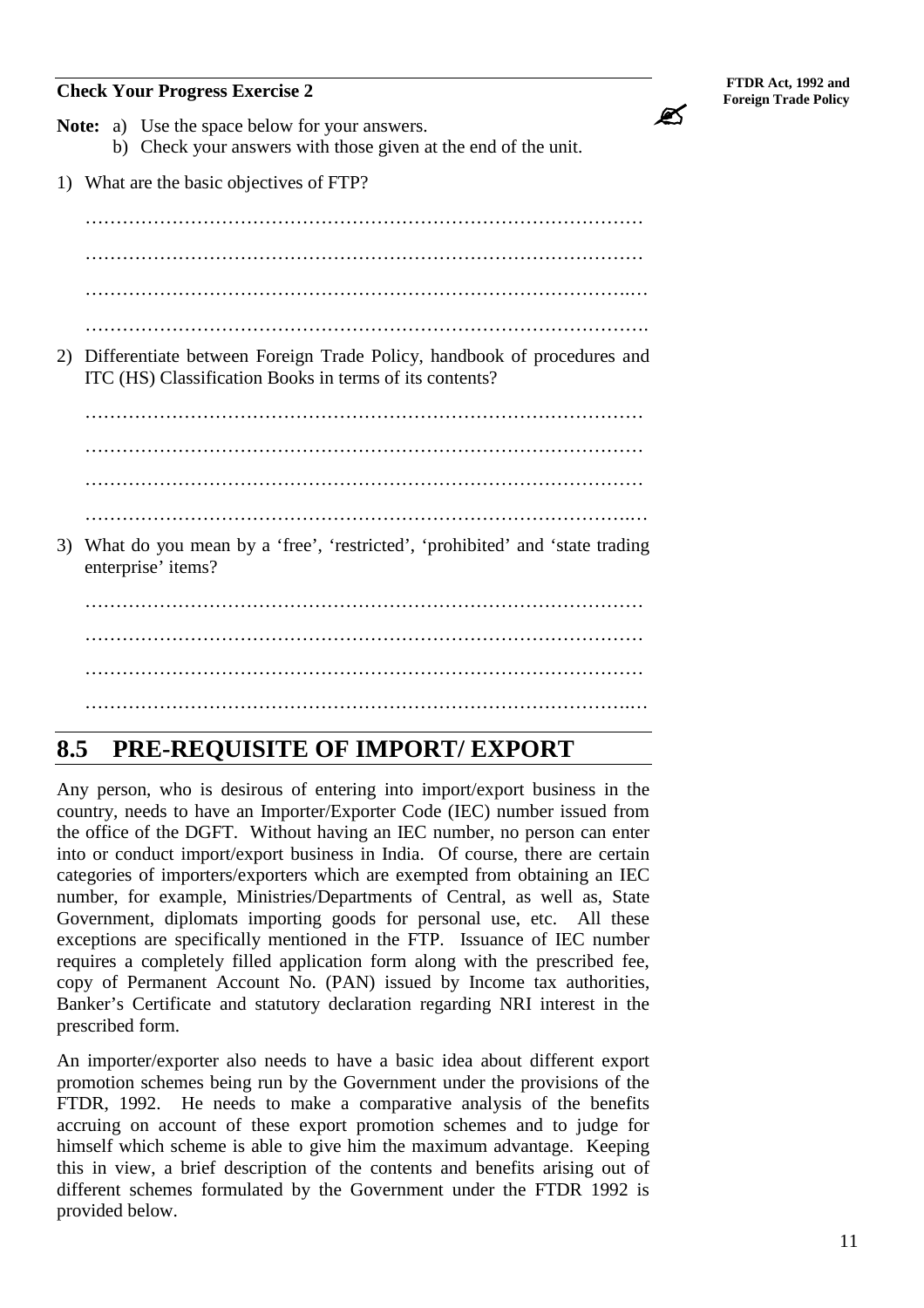**Check Your Progress Exercise 2**

**Note:** a) Use the space below for your answers.

b) Check your answers with those given at the end of the unit.

1) What are the basic objectives of FTP?

………………………………………………………………………………

………………………………………………………………………………

………………………………………………………………………………

………………………………………………………………………………

2) Differentiate between Foreign Trade Policy, handbook of procedures and ITC (HS) Classification Books in terms of its contents?

………………………………………………………………………………

………………………………………………………………………………

………………………………………………………………………………

………………………………………………………………………………

3) What do you mean by a 'free', 'restricted', 'prohibited' and 'state trading enterprise' items?

………………………………………………………………………………

………………………………………………………………………………

………………………………………………………………………………

………………………………………………………………………………

## 8.5 PRE-REQUISITE OF IMPORT/ EXPORT

Any person, who is desirous of entering into import/export business in the country, needs to have an Importer/Exporter Code (IEC) number issued from the office of the DGFT. Without having an IEC number, no person can enter into or conduct import/export business in India. Of course, there are certain categories of importers/exporters which are exempted from obtaining an IEC number, for example, Ministries/Departments of Central, as well as, State Government, diplomats importing goods for personal use, etc. All these exceptions are specifically mentioned in the FTP. Issuance of IEC number requires a completely filled application form along with the prescribed fee, copy of Permanent Account No. (PAN) issued by Income tax authorities, Banker's Certificate and statutory declaration regarding NRI interest in the prescribed form.

An importer/exporter also needs to have a basic idea about different export promotion schemes being run by the Government under the provisions of the FTDR, 1992. He needs to make a comparative analysis of the benefits accruing on account of these export promotion schemes and to judge for himself which scheme is able to give him the maximum advantage. Keeping this in view, a brief description of the contents and benefits arising out of different schemes formulated by the Government under the FTDR 1992 is provided below.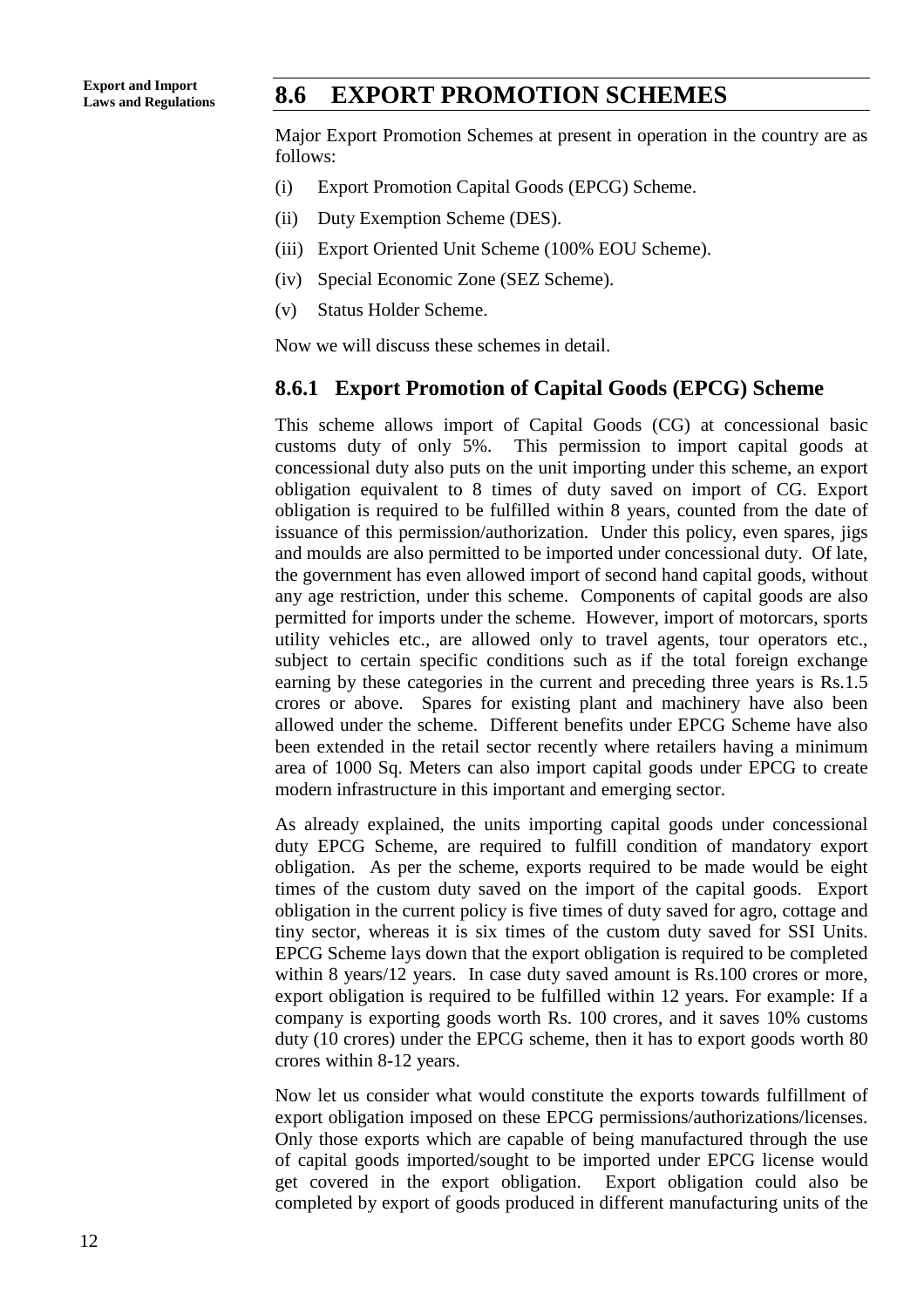## 8.6 EXPORT PROMOTION SCHEMES

Major Export Promotion Schemes at present in operation in the country are as follows:

(i) Export Promotion Capital Goods (EPCG) Scheme.

(ii) Duty Exemption Scheme (DES).

(iii) Export Oriented Unit Scheme (100% EOU Scheme).

(iv) Special Economic Zone (SEZ Scheme).

(v) Status Holder Scheme.

Now we will discuss these schemes in detail.

### 8.6.1 Export Promotion of Capital Goods (EPCG) Scheme

This scheme allows import of Capital Goods (CG) at concessional basic customs duty of only 5%. This permission to import capital goods at concessional duty also puts on the unit importing under this scheme, an export obligation equivalent to 8 times of duty saved on import of CG. Export obligation is required to be fulfilled within 8 years, counted from the date of issuance of this permission/authorization. Under this policy, even spares, jigs and moulds are also permitted to be imported under concessional duty. Of late, the government has even allowed import of second hand capital goods, without any age restriction, under this scheme. Components of capital goods are also permitted for imports under the scheme. However, import of motorcars, sports utility vehicles etc., are allowed only to travel agents, tour operators etc., subject to certain specific conditions such as if the total foreign exchange earning by these categories in the current and preceding three years is Rs.1.5 crores or above. Spares for existing plant and machinery have also been allowed under the scheme. Different benefits under EPCG Scheme have also been extended in the retail sector recently where retailers having a minimum area of 1000 Sq. Meters can also import capital goods under EPCG to create modern infrastructure in this important and emerging sector.

As already explained, the units importing capital goods under concessional duty EPCG Scheme, are required to fulfill condition of mandatory export obligation. As per the scheme, exports required to be made would be eight times of the custom duty saved on the import of the capital goods. Export obligation in the current policy is five times of duty saved for agro, cottage and tiny sector, whereas it is six times of the custom duty saved for SSI Units. EPCG Scheme lays down that the export obligation is required to be completed within 8 years/12 years. In case duty saved amount is Rs.100 crores or more, export obligation is required to be fulfilled within 12 years. For example: If a company is exporting goods worth Rs. 100 crores, and it saves 10% customs duty (10 crores) under the EPCG scheme, then it has to export goods worth 80 crores within 8-12 years.

Now let us consider what would constitute the exports towards fulfillment of export obligation imposed on these EPCG permissions/authorizations/licenses. Only those exports which are capable of being manufactured through the use of capital goods imported/sought to be imported under EPCG license would get covered in the export obligation. Export obligation could also be completed by export of goods produced in different manufacturing units of the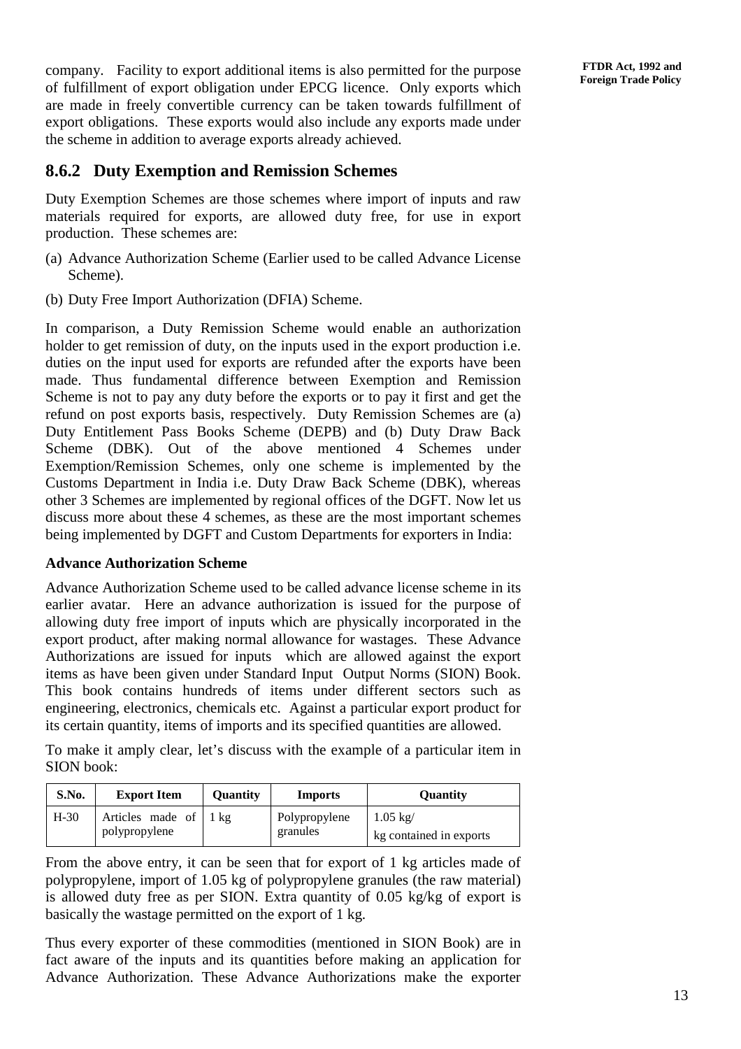company. Facility to export additional items is also permitted for the purpose of fulfillment of export obligation under EPCG licence. Only exports which are made in freely convertible currency can be taken towards fulfillment of export obligations. These exports would also include any exports made under the scheme in addition to average exports already achieved.

### 8.6.2 Duty Exemption and Remission Schemes

Duty Exemption Schemes are those schemes where import of inputs and raw materials required for exports, are allowed duty free, for use in export production. These schemes are:

(a) Advance Authorization Scheme (Earlier used to be called Advance License Scheme).

(b) Duty Free Import Authorization (DFIA) Scheme.

In comparison, a Duty Remission Scheme would enable an authorization holder to get remission of duty, on the inputs used in the export production i.e. duties on the input used for exports are refunded after the exports have been made. Thus fundamental difference between Exemption and Remission Scheme is not to pay any duty before the exports or to pay it first and get the refund on post exports basis, respectively. Duty Remission Schemes are (a) Duty Entitlement Pass Books Scheme (DEPB) and (b) Duty Draw Back Scheme (DBK). Out of the above mentioned 4 Schemes under Exemption/Remission Schemes, only one scheme is implemented by the Customs Department in India i.e. Duty Draw Back Scheme (DBK), whereas other 3 Schemes are implemented by regional offices of the DGFT. Now let us discuss more about these 4 schemes, as these are the most important schemes being implemented by DGFT and Custom Departments for exporters in India:

**Advance Authorization Scheme**

Advance Authorization Scheme used to be called advance license scheme in its earlier avatar. Here an advance authorization is issued for the purpose of allowing duty free import of inputs which are physically incorporated in the export product, after making normal allowance for wastages. These Advance Authorizations are issued for inputs which are allowed against the export items as have been given under Standard Input Output Norms (SION) Book. This book contains hundreds of items under different sectors such as engineering, electronics, chemicals etc. Against a particular export product for its certain quantity, items of imports and its specified quantities are allowed.

To make it amply clear, let's discuss with the example of a particular item in SION book:

| S.No. | Export Item | Quantity | Imports | Quantity |
|---|---|---|---|---|
| H-30 | Articles made of polypropylene | 1 kg | Polypropylene granules | 1.05 kg/ kg contained in exports |

From the above entry, it can be seen that for export of 1 kg articles made of polypropylene, import of 1.05 kg of polypropylene granules (the raw material) is allowed duty free as per SION. Extra quantity of 0.05 kg/kg of export is basically the wastage permitted on the export of 1 kg.

Thus every exporter of these commodities (mentioned in SION Book) are in fact aware of the inputs and its quantities before making an application for Advance Authorization. These Advance Authorizations make the exporter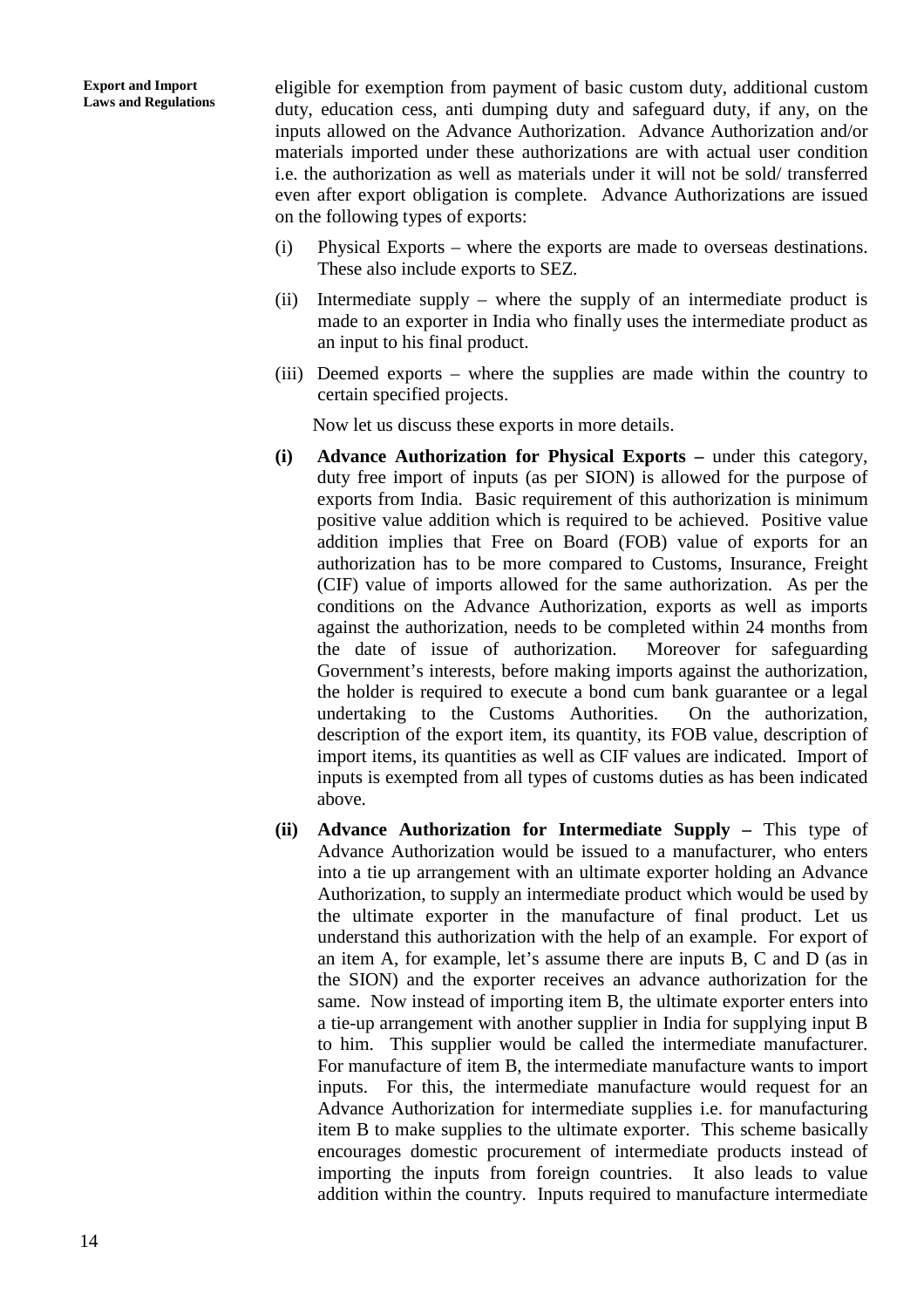eligible for exemption from payment of basic custom duty, additional custom duty, education cess, anti dumping duty and safeguard duty, if any, on the inputs allowed on the Advance Authorization. Advance Authorization and/or materials imported under these authorizations are with actual user condition i.e. the authorization as well as materials under it will not be sold/ transferred even after export obligation is complete. Advance Authorizations are issued on the following types of exports:

(i) Physical Exports – where the exports are made to overseas destinations. These also include exports to SEZ.

(ii) Intermediate supply – where the supply of an intermediate product is made to an exporter in India who finally uses the intermediate product as an input to his final product.

(iii) Deemed exports – where the supplies are made within the country to certain specified projects.

Now let us discuss these exports in more details.

**(i) Advance Authorization for Physical Exports –** under this category, duty free import of inputs (as per SION) is allowed for the purpose of exports from India. Basic requirement of this authorization is minimum positive value addition which is required to be achieved. Positive value addition implies that Free on Board (FOB) value of exports for an authorization has to be more compared to Customs, Insurance, Freight (CIF) value of imports allowed for the same authorization. As per the conditions on the Advance Authorization, exports as well as imports against the authorization, needs to be completed within 24 months from the date of issue of authorization. Moreover for safeguarding Government's interests, before making imports against the authorization, the holder is required to execute a bond cum bank guarantee or a legal undertaking to the Customs Authorities. On the authorization, description of the export item, its quantity, its FOB value, description of import items, its quantities as well as CIF values are indicated. Import of inputs is exempted from all types of customs duties as has been indicated above.

**(ii) Advance Authorization for Intermediate Supply –** This type of Advance Authorization would be issued to a manufacturer, who enters into a tie up arrangement with an ultimate exporter holding an Advance Authorization, to supply an intermediate product which would be used by the ultimate exporter in the manufacture of final product. Let us understand this authorization with the help of an example. For export of an item A, for example, let's assume there are inputs B, C and D (as in the SION) and the exporter receives an advance authorization for the same. Now instead of importing item B, the ultimate exporter enters into a tie-up arrangement with another supplier in India for supplying input B to him. This supplier would be called the intermediate manufacturer. For manufacture of item B, the intermediate manufacture wants to import inputs. For this, the intermediate manufacture would request for an Advance Authorization for intermediate supplies i.e. for manufacturing item B to make supplies to the ultimate exporter. This scheme basically encourages domestic procurement of intermediate products instead of importing the inputs from foreign countries. It also leads to value addition within the country. Inputs required to manufacture intermediate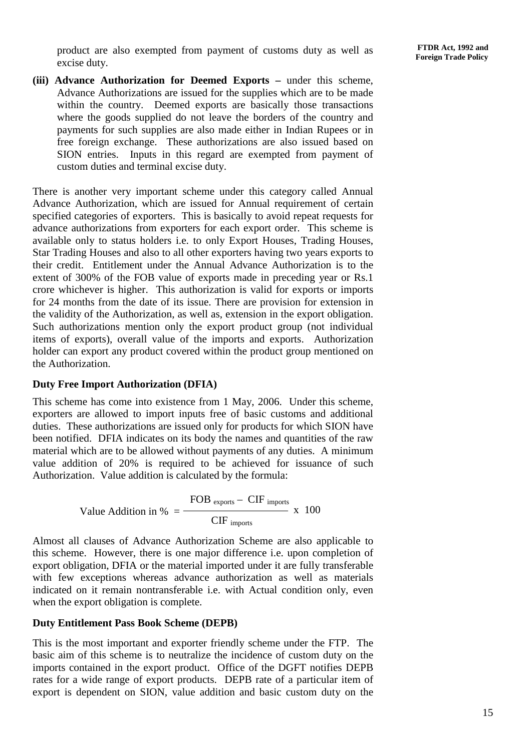product are also exempted from payment of customs duty as well as excise duty.

**(iii) Advance Authorization for Deemed Exports –** under this scheme, Advance Authorizations are issued for the supplies which are to be made within the country. Deemed exports are basically those transactions where the goods supplied do not leave the borders of the country and payments for such supplies are also made either in Indian Rupees or in free foreign exchange. These authorizations are also issued based on SION entries. Inputs in this regard are exempted from payment of custom duties and terminal excise duty.

There is another very important scheme under this category called Annual Advance Authorization, which are issued for Annual requirement of certain specified categories of exporters. This is basically to avoid repeat requests for advance authorizations from exporters for each export order. This scheme is available only to status holders i.e. to only Export Houses, Trading Houses, Star Trading Houses and also to all other exporters having two years exports to their credit. Entitlement under the Annual Advance Authorization is to the extent of 300% of the FOB value of exports made in preceding year or Rs.1 crore whichever is higher. This authorization is valid for exports or imports for 24 months from the date of its issue. There are provision for extension in the validity of the Authorization, as well as, extension in the export obligation. Such authorizations mention only the export product group (not individual items of exports), overall value of the imports and exports. Authorization holder can export any product covered within the product group mentioned on the Authorization.

### Duty Free Import Authorization (DFIA)

This scheme has come into existence from 1 May, 2006. Under this scheme, exporters are allowed to import inputs free of basic customs and additional duties. These authorizations are issued only for products for which SION have been notified. DFIA indicates on its body the names and quantities of the raw material which are to be allowed without payments of any duties. A minimum value addition of 20% is required to be achieved for issuance of such Authorization. Value addition is calculated by the formula:

$$\text{Value Addition in \%} = \frac{\text{FOB}_{\text{exports}} - \text{CIF}_{\text{imports}}}{\text{CIF}_{\text{imports}}} \times 100$$

Almost all clauses of Advance Authorization Scheme are also applicable to this scheme. However, there is one major difference i.e. upon completion of export obligation, DFIA or the material imported under it are fully transferable with few exceptions whereas advance authorization as well as materials indicated on it remain nontransferable i.e. with Actual condition only, even when the export obligation is complete.

### Duty Entitlement Pass Book Scheme (DEPB)

This is the most important and exporter friendly scheme under the FTP. The basic aim of this scheme is to neutralize the incidence of custom duty on the imports contained in the export product. Office of the DGFT notifies DEPB rates for a wide range of export products. DEPB rate of a particular item of export is dependent on SION, value addition and basic custom duty on the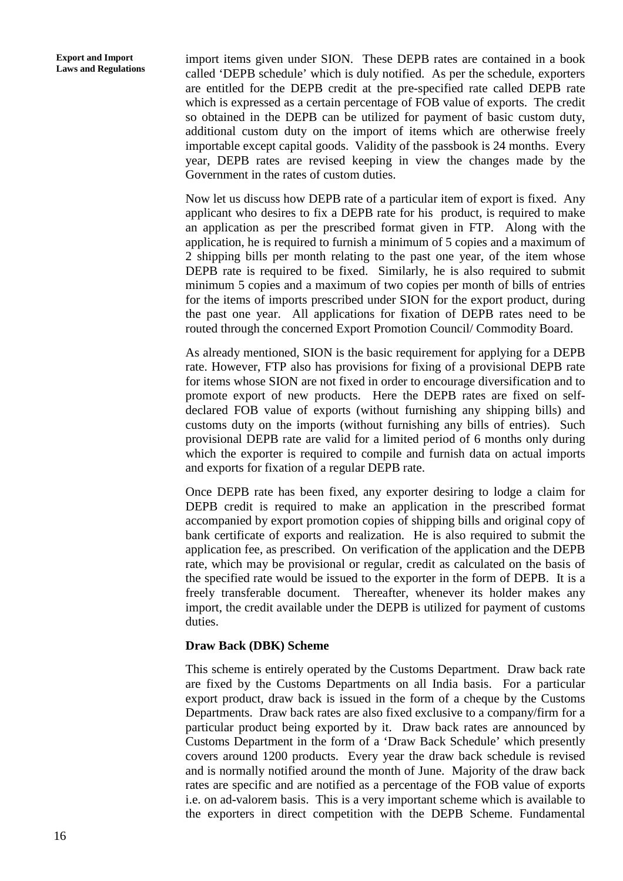import items given under SION. These DEPB rates are contained in a book called 'DEPB schedule' which is duly notified. As per the schedule, exporters are entitled for the DEPB credit at the pre-specified rate called DEPB rate which is expressed as a certain percentage of FOB value of exports. The credit so obtained in the DEPB can be utilized for payment of basic custom duty, additional custom duty on the import of items which are otherwise freely importable except capital goods. Validity of the passbook is 24 months. Every year, DEPB rates are revised keeping in view the changes made by the Government in the rates of custom duties.

Now let us discuss how DEPB rate of a particular item of export is fixed. Any applicant who desires to fix a DEPB rate for his product, is required to make an application as per the prescribed format given in FTP. Along with the application, he is required to furnish a minimum of 5 copies and a maximum of 2 shipping bills per month relating to the past one year, of the item whose DEPB rate is required to be fixed. Similarly, he is also required to submit minimum 5 copies and a maximum of two copies per month of bills of entries for the items of imports prescribed under SION for the export product, during the past one year. All applications for fixation of DEPB rates need to be routed through the concerned Export Promotion Council/ Commodity Board.

As already mentioned, SION is the basic requirement for applying for a DEPB rate. However, FTP also has provisions for fixing of a provisional DEPB rate for items whose SION are not fixed in order to encourage diversification and to promote export of new products. Here the DEPB rates are fixed on self-declared FOB value of exports (without furnishing any shipping bills) and customs duty on the imports (without furnishing any bills of entries). Such provisional DEPB rate are valid for a limited period of 6 months only during which the exporter is required to compile and furnish data on actual imports and exports for fixation of a regular DEPB rate.

Once DEPB rate has been fixed, any exporter desiring to lodge a claim for DEPB credit is required to make an application in the prescribed format accompanied by export promotion copies of shipping bills and original copy of bank certificate of exports and realization. He is also required to submit the application fee, as prescribed. On verification of the application and the DEPB rate, which may be provisional or regular, credit as calculated on the basis of the specified rate would be issued to the exporter in the form of DEPB. It is a freely transferable document. Thereafter, whenever its holder makes any import, the credit available under the DEPB is utilized for payment of customs duties.

**Draw Back (DBK) Scheme**

This scheme is entirely operated by the Customs Department. Draw back rate are fixed by the Customs Departments on all India basis. For a particular export product, draw back is issued in the form of a cheque by the Customs Departments. Draw back rates are also fixed exclusive to a company/firm for a particular product being exported by it. Draw back rates are announced by Customs Department in the form of a 'Draw Back Schedule' which presently covers around 1200 products. Every year the draw back schedule is revised and is normally notified around the month of June. Majority of the draw back rates are specific and are notified as a percentage of the FOB value of exports i.e. on ad-valorem basis. This is a very important scheme which is available to the exporters in direct competition with the DEPB Scheme. Fundamental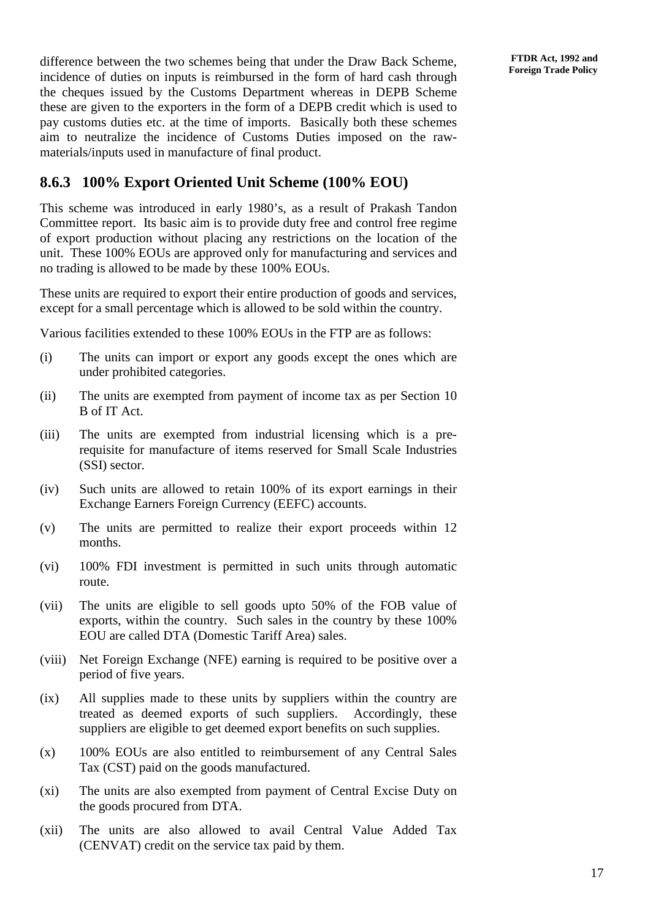difference between the two schemes being that under the Draw Back Scheme, incidence of duties on inputs is reimbursed in the form of hard cash through the cheques issued by the Customs Department whereas in DEPB Scheme these are given to the exporters in the form of a DEPB credit which is used to pay customs duties etc. at the time of imports. Basically both these schemes aim to neutralize the incidence of Customs Duties imposed on the raw-materials/inputs used in manufacture of final product.

### 8.6.3 100% Export Oriented Unit Scheme (100% EOU)

This scheme was introduced in early 1980's, as a result of Prakash Tandon Committee report. Its basic aim is to provide duty free and control free regime of export production without placing any restrictions on the location of the unit. These 100% EOUs are approved only for manufacturing and services and no trading is allowed to be made by these 100% EOUs.

These units are required to export their entire production of goods and services, except for a small percentage which is allowed to be sold within the country.

Various facilities extended to these 100% EOUs in the FTP are as follows:

(i) The units can import or export any goods except the ones which are under prohibited categories.

(ii) The units are exempted from payment of income tax as per Section 10 B of IT Act.

(iii) The units are exempted from industrial licensing which is a pre-requisite for manufacture of items reserved for Small Scale Industries (SSI) sector.

(iv) Such units are allowed to retain 100% of its export earnings in their Exchange Earners Foreign Currency (EEFC) accounts.

(v) The units are permitted to realize their export proceeds within 12 months.

(vi) 100% FDI investment is permitted in such units through automatic route.

(vii) The units are eligible to sell goods upto 50% of the FOB value of exports, within the country. Such sales in the country by these 100% EOU are called DTA (Domestic Tariff Area) sales.

(viii) Net Foreign Exchange (NFE) earning is required to be positive over a period of five years.

(ix) All supplies made to these units by suppliers within the country are treated as deemed exports of such suppliers. Accordingly, these suppliers are eligible to get deemed export benefits on such supplies.

(x) 100% EOUs are also entitled to reimbursement of any Central Sales Tax (CST) paid on the goods manufactured.

(xi) The units are also exempted from payment of Central Excise Duty on the goods procured from DTA.

(xii) The units are also allowed to avail Central Value Added Tax (CENVAT) credit on the service tax paid by them.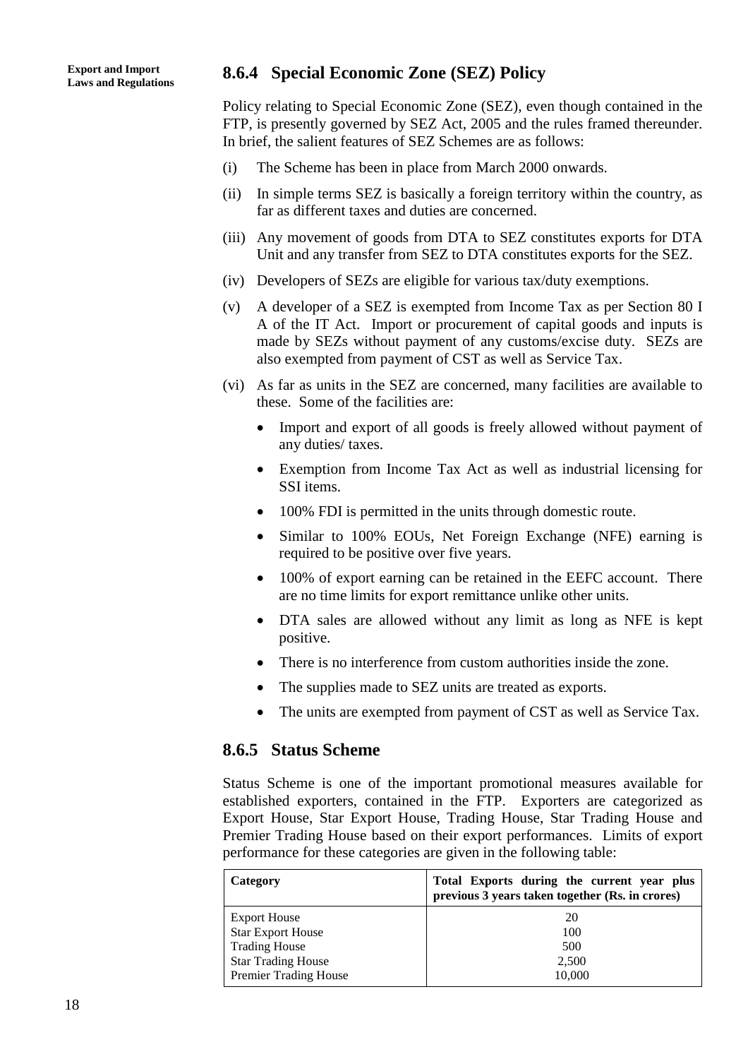### 8.6.4 Special Economic Zone (SEZ) Policy

Policy relating to Special Economic Zone (SEZ), even though contained in the FTP, is presently governed by SEZ Act, 2005 and the rules framed thereunder. In brief, the salient features of SEZ Schemes are as follows:

(i) The Scheme has been in place from March 2000 onwards.

(ii) In simple terms SEZ is basically a foreign territory within the country, as far as different taxes and duties are concerned.

(iii) Any movement of goods from DTA to SEZ constitutes exports for DTA Unit and any transfer from SEZ to DTA constitutes exports for the SEZ.

(iv) Developers of SEZs are eligible for various tax/duty exemptions.

(v) A developer of a SEZ is exempted from Income Tax as per Section 80 I A of the IT Act. Import or procurement of capital goods and inputs is made by SEZs without payment of any customs/excise duty. SEZs are also exempted from payment of CST as well as Service Tax.

(vi) As far as units in the SEZ are concerned, many facilities are available to these. Some of the facilities are:

- Import and export of all goods is freely allowed without payment of any duties/ taxes.
- Exemption from Income Tax Act as well as industrial licensing for SSI items.
- 100% FDI is permitted in the units through domestic route.
- Similar to 100% EOUs, Net Foreign Exchange (NFE) earning is required to be positive over five years.
- 100% of export earning can be retained in the EEFC account. There are no time limits for export remittance unlike other units.
- DTA sales are allowed without any limit as long as NFE is kept positive.
- There is no interference from custom authorities inside the zone.
- The supplies made to SEZ units are treated as exports.
- The units are exempted from payment of CST as well as Service Tax.

### 8.6.5 Status Scheme

Status Scheme is one of the important promotional measures available for established exporters, contained in the FTP. Exporters are categorized as Export House, Star Export House, Trading House, Star Trading House and Premier Trading House based on their export performances. Limits of export performance for these categories are given in the following table:

| Category | Total Exports during the current year plus previous 3 years taken together (Rs. in crores) |
|---|---|
| Export House | 20 |
| Star Export House | 100 |
| Trading House | 500 |
| Star Trading House | 2,500 |
| Premier Trading House | 10,000 |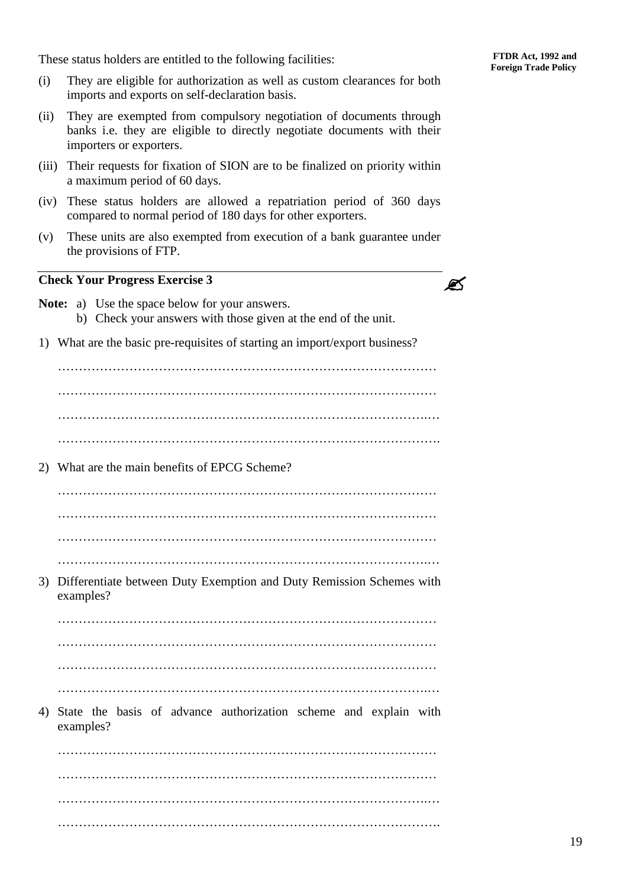These status holders are entitled to the following facilities:

(i) They are eligible for authorization as well as custom clearances for both imports and exports on self-declaration basis.

(ii) They are exempted from compulsory negotiation of documents through banks i.e. they are eligible to directly negotiate documents with their importers or exporters.

(iii) Their requests for fixation of SION are to be finalized on priority within a maximum period of 60 days.

(iv) These status holders are allowed a repatriation period of 360 days compared to normal period of 180 days for other exporters.

(v) These units are also exempted from execution of a bank guarantee under the provisions of FTP.

---

**Check Your Progress Exercise 3**

**Note:** a) Use the space below for your answers.
b) Check your answers with those given at the end of the unit.

1) What are the basic pre-requisites of starting an import/export business?

………………………………………………………………………………

………………………………………………………………………………

………………………………………………………………………………

………………………………………………………………………………

2) What are the main benefits of EPCG Scheme?

………………………………………………………………………………

………………………………………………………………………………

………………………………………………………………………………

………………………………………………………………………………

3) Differentiate between Duty Exemption and Duty Remission Schemes with examples?

………………………………………………………………………………

………………………………………………………………………………

………………………………………………………………………………

………………………………………………………………………………

4) State the basis of advance authorization scheme and explain with examples?

………………………………………………………………………………

………………………………………………………………………………

………………………………………………………………………………

………………………………………………………………………………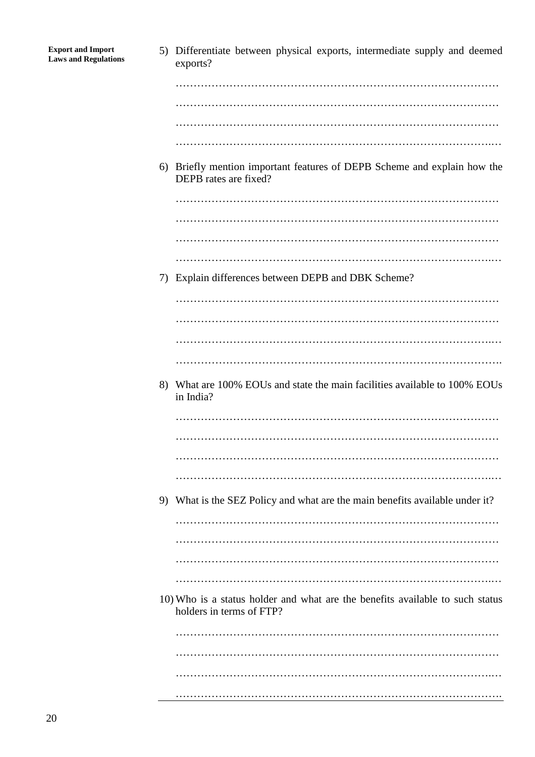5) Differentiate between physical exports, intermediate supply and deemed exports?

………………………………………………………………………………

………………………………………………………………………………

………………………………………………………………………………

………………………………………………………………………………

6) Briefly mention important features of DEPB Scheme and explain how the DEPB rates are fixed?

………………………………………………………………………………

………………………………………………………………………………

………………………………………………………………………………

………………………………………………………………………………

7) Explain differences between DEPB and DBK Scheme?

………………………………………………………………………………

………………………………………………………………………………

………………………………………………………………………………

………………………………………………………………………………

8) What are 100% EOUs and state the main facilities available to 100% EOUs in India?

………………………………………………………………………………

………………………………………………………………………………

………………………………………………………………………………

………………………………………………………………………………

9) What is the SEZ Policy and what are the main benefits available under it?

………………………………………………………………………………

………………………………………………………………………………

………………………………………………………………………………

………………………………………………………………………………

10) Who is a status holder and what are the benefits available to such status holders in terms of FTP?

………………………………………………………………………………

………………………………………………………………………………

………………………………………………………………………………

………………………………………………………………………………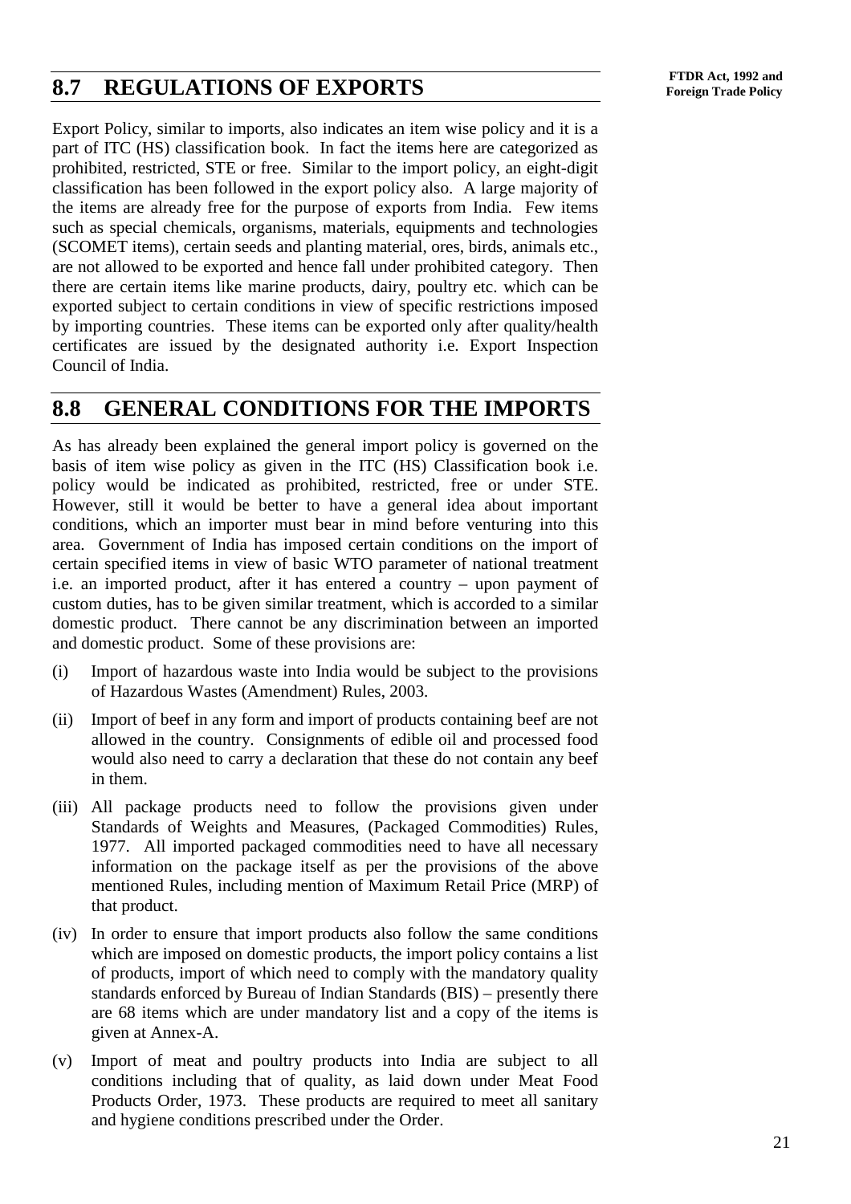## 8.7 REGULATIONS OF EXPORTS

Export Policy, similar to imports, also indicates an item wise policy and it is a part of ITC (HS) classification book. In fact the items here are categorized as prohibited, restricted, STE or free. Similar to the import policy, an eight-digit classification has been followed in the export policy also. A large majority of the items are already free for the purpose of exports from India. Few items such as special chemicals, organisms, materials, equipments and technologies (SCOMET items), certain seeds and planting material, ores, birds, animals etc., are not allowed to be exported and hence fall under prohibited category. Then there are certain items like marine products, dairy, poultry etc. which can be exported subject to certain conditions in view of specific restrictions imposed by importing countries. These items can be exported only after quality/health certificates are issued by the designated authority i.e. Export Inspection Council of India.

## 8.8 GENERAL CONDITIONS FOR THE IMPORTS

As has already been explained the general import policy is governed on the basis of item wise policy as given in the ITC (HS) Classification book i.e. policy would be indicated as prohibited, restricted, free or under STE. However, still it would be better to have a general idea about important conditions, which an importer must bear in mind before venturing into this area. Government of India has imposed certain conditions on the import of certain specified items in view of basic WTO parameter of national treatment i.e. an imported product, after it has entered a country – upon payment of custom duties, has to be given similar treatment, which is accorded to a similar domestic product. There cannot be any discrimination between an imported and domestic product. Some of these provisions are:

(i) Import of hazardous waste into India would be subject to the provisions of Hazardous Wastes (Amendment) Rules, 2003.

(ii) Import of beef in any form and import of products containing beef are not allowed in the country. Consignments of edible oil and processed food would also need to carry a declaration that these do not contain any beef in them.

(iii) All package products need to follow the provisions given under Standards of Weights and Measures, (Packaged Commodities) Rules, 1977. All imported packaged commodities need to have all necessary information on the package itself as per the provisions of the above mentioned Rules, including mention of Maximum Retail Price (MRP) of that product.

(iv) In order to ensure that import products also follow the same conditions which are imposed on domestic products, the import policy contains a list of products, import of which need to comply with the mandatory quality standards enforced by Bureau of Indian Standards (BIS) – presently there are 68 items which are under mandatory list and a copy of the items is given at Annex-A.

(v) Import of meat and poultry products into India are subject to all conditions including that of quality, as laid down under Meat Food Products Order, 1973. These products are required to meet all sanitary and hygiene conditions prescribed under the Order.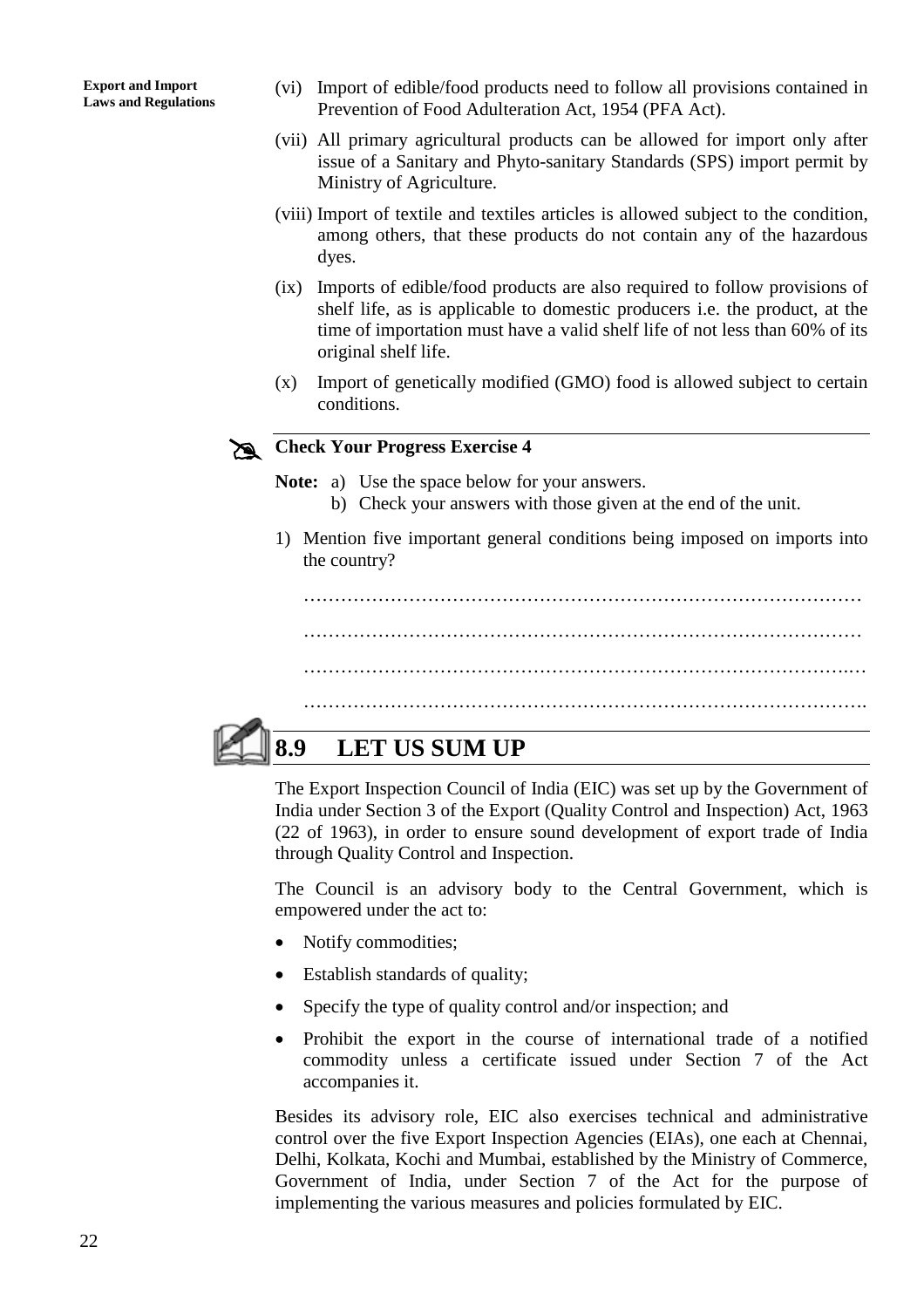(vi) Import of edible/food products need to follow all provisions contained in Prevention of Food Adulteration Act, 1954 (PFA Act).

(vii) All primary agricultural products can be allowed for import only after issue of a Sanitary and Phyto-sanitary Standards (SPS) import permit by Ministry of Agriculture.

(viii) Import of textile and textiles articles is allowed subject to the condition, among others, that these products do not contain any of the hazardous dyes.

(ix) Imports of edible/food products are also required to follow provisions of shelf life, as is applicable to domestic producers i.e. the product, at the time of importation must have a valid shelf life of not less than 60% of its original shelf life.

(x) Import of genetically modified (GMO) food is allowed subject to certain conditions.

**Check Your Progress Exercise 4**

**Note:** a) Use the space below for your answers.
b) Check your answers with those given at the end of the unit.

1) Mention five important general conditions being imposed on imports into the country?

……………………………………………………………………………………

……………………………………………………………………………………

……………………………………………………………………………………

……………………………………………………………………………………

## 8.9 LET US SUM UP

The Export Inspection Council of India (EIC) was set up by the Government of India under Section 3 of the Export (Quality Control and Inspection) Act, 1963 (22 of 1963), in order to ensure sound development of export trade of India through Quality Control and Inspection.

The Council is an advisory body to the Central Government, which is empowered under the act to:

- Notify commodities;
- Establish standards of quality;
- Specify the type of quality control and/or inspection; and
- Prohibit the export in the course of international trade of a notified commodity unless a certificate issued under Section 7 of the Act accompanies it.

Besides its advisory role, EIC also exercises technical and administrative control over the five Export Inspection Agencies (EIAs), one each at Chennai, Delhi, Kolkata, Kochi and Mumbai, established by the Ministry of Commerce, Government of India, under Section 7 of the Act for the purpose of implementing the various measures and policies formulated by EIC.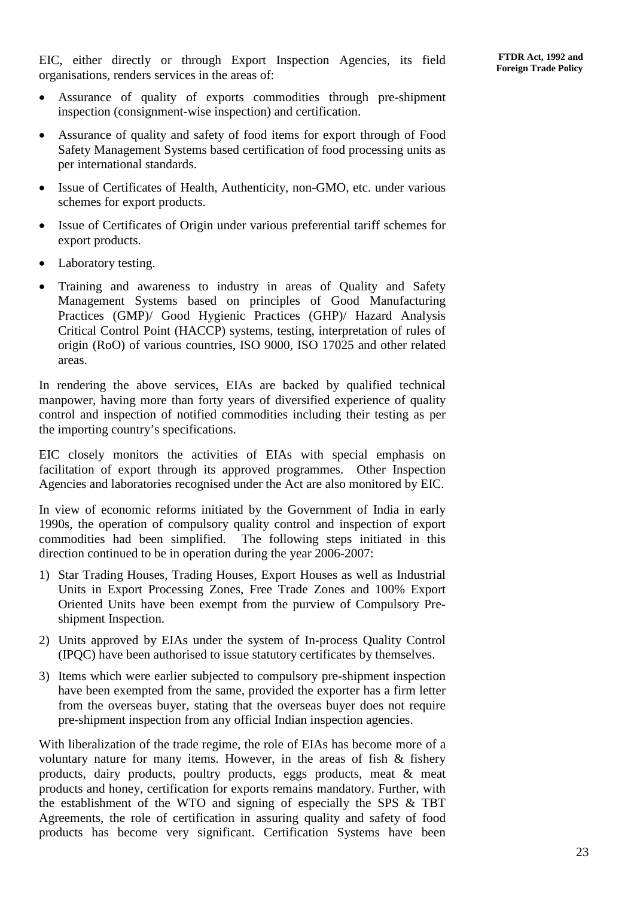EIC, either directly or through Export Inspection Agencies, its field organisations, renders services in the areas of:

- Assurance of quality of exports commodities through pre-shipment inspection (consignment-wise inspection) and certification.
- Assurance of quality and safety of food items for export through of Food Safety Management Systems based certification of food processing units as per international standards.
- Issue of Certificates of Health, Authenticity, non-GMO, etc. under various schemes for export products.
- Issue of Certificates of Origin under various preferential tariff schemes for export products.
- Laboratory testing.
- Training and awareness to industry in areas of Quality and Safety Management Systems based on principles of Good Manufacturing Practices (GMP)/ Good Hygienic Practices (GHP)/ Hazard Analysis Critical Control Point (HACCP) systems, testing, interpretation of rules of origin (RoO) of various countries, ISO 9000, ISO 17025 and other related areas.

In rendering the above services, EIAs are backed by qualified technical manpower, having more than forty years of diversified experience of quality control and inspection of notified commodities including their testing as per the importing country's specifications.

EIC closely monitors the activities of EIAs with special emphasis on facilitation of export through its approved programmes. Other Inspection Agencies and laboratories recognised under the Act are also monitored by EIC.

In view of economic reforms initiated by the Government of India in early 1990s, the operation of compulsory quality control and inspection of export commodities had been simplified. The following steps initiated in this direction continued to be in operation during the year 2006-2007:

1) Star Trading Houses, Trading Houses, Export Houses as well as Industrial Units in Export Processing Zones, Free Trade Zones and 100% Export Oriented Units have been exempt from the purview of Compulsory Pre-shipment Inspection.
2) Units approved by EIAs under the system of In-process Quality Control (IPQC) have been authorised to issue statutory certificates by themselves.
3) Items which were earlier subjected to compulsory pre-shipment inspection have been exempted from the same, provided the exporter has a firm letter from the overseas buyer, stating that the overseas buyer does not require pre-shipment inspection from any official Indian inspection agencies.

With liberalization of the trade regime, the role of EIAs has become more of a voluntary nature for many items. However, in the areas of fish & fishery products, dairy products, poultry products, eggs products, meat & meat products and honey, certification for exports remains mandatory. Further, with the establishment of the WTO and signing of especially the SPS & TBT Agreements, the role of certification in assuring quality and safety of food products has become very significant. Certification Systems have been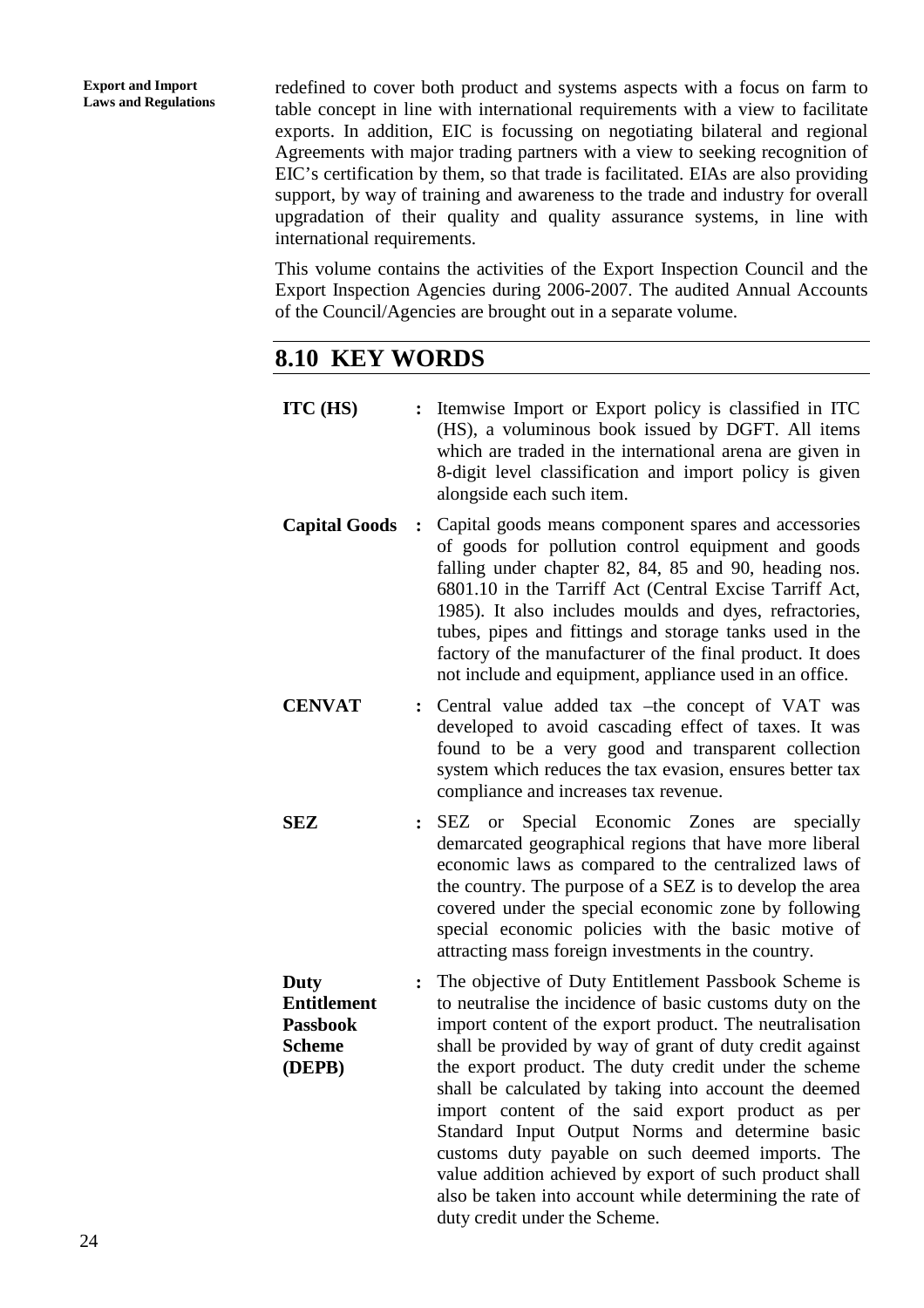redefined to cover both product and systems aspects with a focus on farm to table concept in line with international requirements with a view to facilitate exports. In addition, EIC is focussing on negotiating bilateral and regional Agreements with major trading partners with a view to seeking recognition of EIC's certification by them, so that trade is facilitated. EIAs are also providing support, by way of training and awareness to the trade and industry for overall upgradation of their quality and quality assurance systems, in line with international requirements.

This volume contains the activities of the Export Inspection Council and the Export Inspection Agencies during 2006-2007. The audited Annual Accounts of the Council/Agencies are brought out in a separate volume.

## 8.10 KEY WORDS

**ITC (HS)** : Itemwise Import or Export policy is classified in ITC (HS), a voluminous book issued by DGFT. All items which are traded in the international arena are given in 8-digit level classification and import policy is given alongside each such item.

**Capital Goods** : Capital goods means component spares and accessories of goods for pollution control equipment and goods falling under chapter 82, 84, 85 and 90, heading nos. 6801.10 in the Tarriff Act (Central Excise Tarriff Act, 1985). It also includes moulds and dyes, refractories, tubes, pipes and fittings and storage tanks used in the factory of the manufacturer of the final product. It does not include and equipment, appliance used in an office.

**CENVAT** : Central value added tax –the concept of VAT was developed to avoid cascading effect of taxes. It was found to be a very good and transparent collection system which reduces the tax evasion, ensures better tax compliance and increases tax revenue.

**SEZ** : SEZ or Special Economic Zones are specially demarcated geographical regions that have more liberal economic laws as compared to the centralized laws of the country. The purpose of a SEZ is to develop the area covered under the special economic zone by following special economic policies with the basic motive of attracting mass foreign investments in the country.

**Duty Entitlement Passbook Scheme (DEPB)** : The objective of Duty Entitlement Passbook Scheme is to neutralise the incidence of basic customs duty on the import content of the export product. The neutralisation shall be provided by way of grant of duty credit against the export product. The duty credit under the scheme shall be calculated by taking into account the deemed import content of the said export product as per Standard Input Output Norms and determine basic customs duty payable on such deemed imports. The value addition achieved by export of such product shall also be taken into account while determining the rate of duty credit under the Scheme.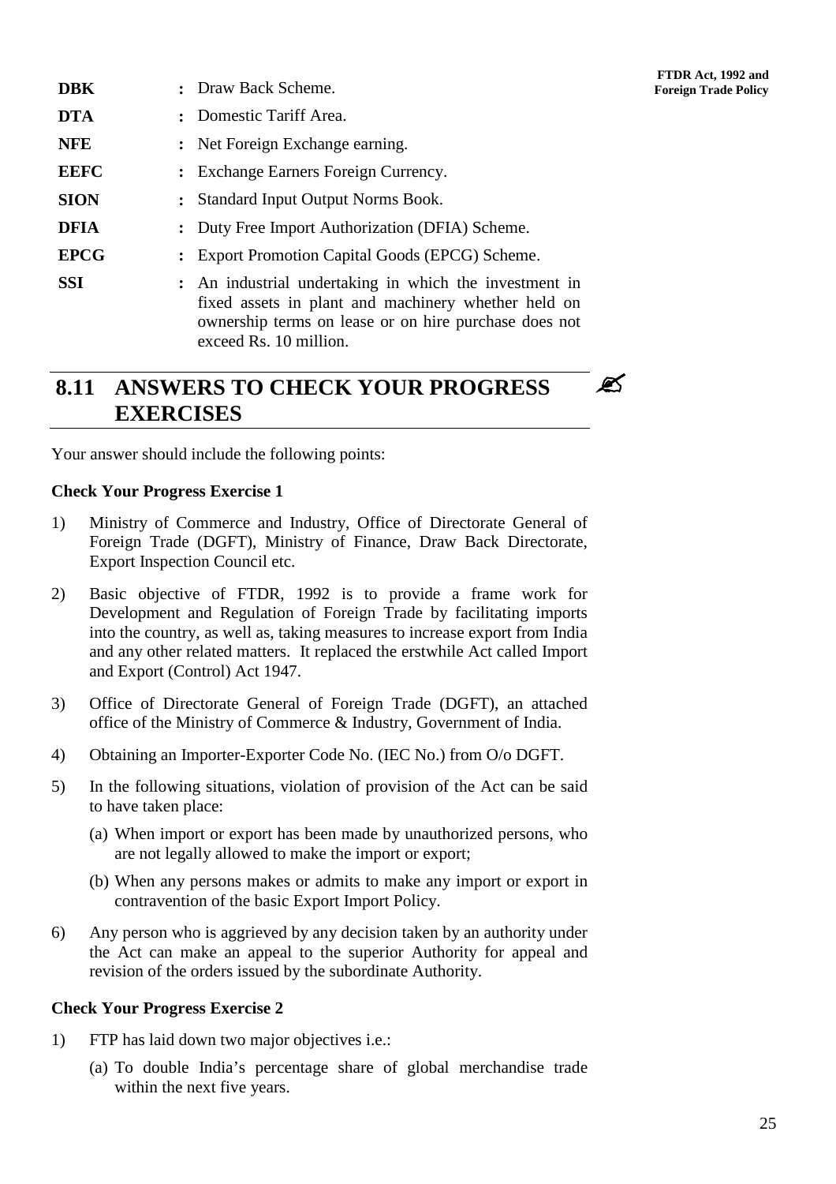| | | |
|---|---|---|
| **DBK** | : | Draw Back Scheme. |
| **DTA** | : | Domestic Tariff Area. |
| **NFE** | : | Net Foreign Exchange earning. |
| **EEFC** | : | Exchange Earners Foreign Currency. |
| **SION** | : | Standard Input Output Norms Book. |
| **DFIA** | : | Duty Free Import Authorization (DFIA) Scheme. |
| **EPCG** | : | Export Promotion Capital Goods (EPCG) Scheme. |
| **SSI** | : | An industrial undertaking in which the investment in fixed assets in plant and machinery whether held on ownership terms on lease or on hire purchase does not exceed Rs. 10 million. |

## 8.11 ANSWERS TO CHECK YOUR PROGRESS EXERCISES

Your answer should include the following points:

**Check Your Progress Exercise 1**

1) Ministry of Commerce and Industry, Office of Directorate General of Foreign Trade (DGFT), Ministry of Finance, Draw Back Directorate, Export Inspection Council etc.

2) Basic objective of FTDR, 1992 is to provide a frame work for Development and Regulation of Foreign Trade by facilitating imports into the country, as well as, taking measures to increase export from India and any other related matters. It replaced the erstwhile Act called Import and Export (Control) Act 1947.

3) Office of Directorate General of Foreign Trade (DGFT), an attached office of the Ministry of Commerce & Industry, Government of India.

4) Obtaining an Importer-Exporter Code No. (IEC No.) from O/o DGFT.

5) In the following situations, violation of provision of the Act can be said to have taken place:

   (a) When import or export has been made by unauthorized persons, who are not legally allowed to make the import or export;

   (b) When any persons makes or admits to make any import or export in contravention of the basic Export Import Policy.

6) Any person who is aggrieved by any decision taken by an authority under the Act can make an appeal to the superior Authority for appeal and revision of the orders issued by the subordinate Authority.

**Check Your Progress Exercise 2**

1) FTP has laid down two major objectives i.e.:

   (a) To double India's percentage share of global merchandise trade within the next five years.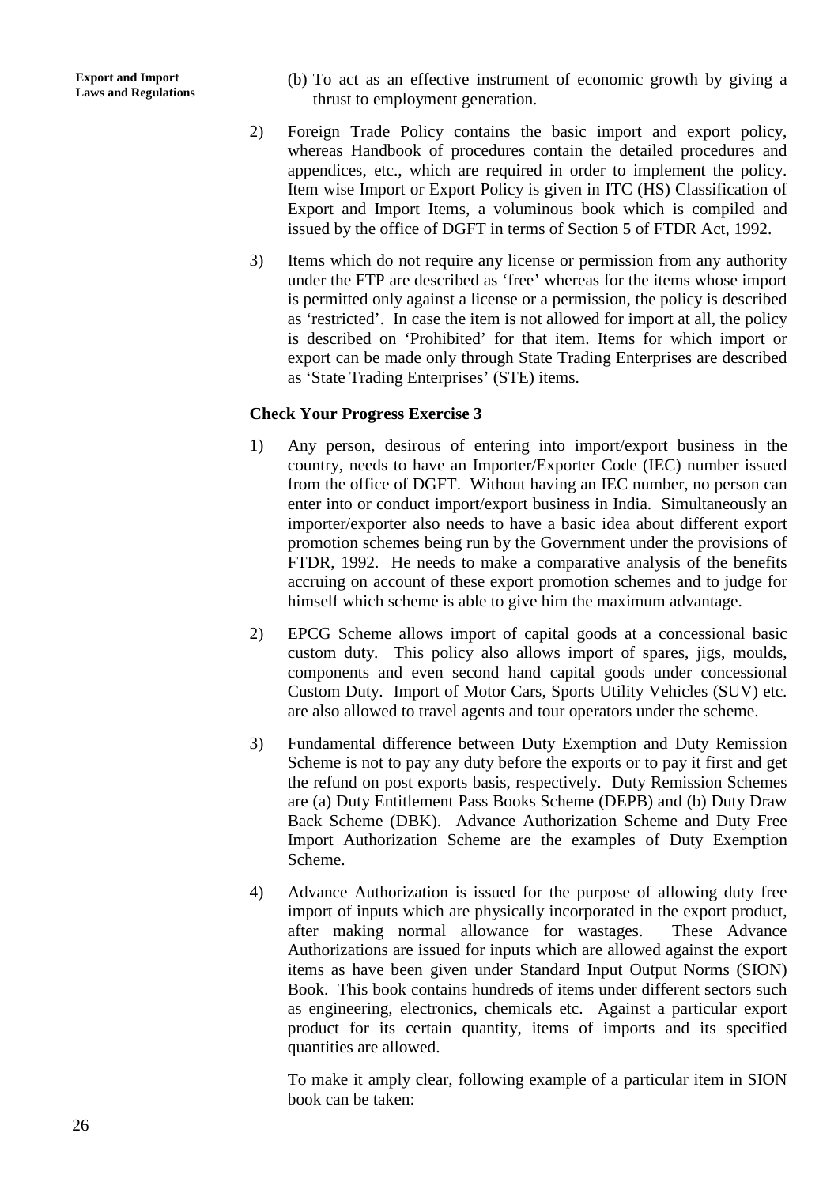(b) To act as an effective instrument of economic growth by giving a thrust to employment generation.

2) Foreign Trade Policy contains the basic import and export policy, whereas Handbook of procedures contain the detailed procedures and appendices, etc., which are required in order to implement the policy. Item wise Import or Export Policy is given in ITC (HS) Classification of Export and Import Items, a voluminous book which is compiled and issued by the office of DGFT in terms of Section 5 of FTDR Act, 1992.

3) Items which do not require any license or permission from any authority under the FTP are described as 'free' whereas for the items whose import is permitted only against a license or a permission, the policy is described as 'restricted'. In case the item is not allowed for import at all, the policy is described on 'Prohibited' for that item. Items for which import or export can be made only through State Trading Enterprises are described as 'State Trading Enterprises' (STE) items.

### Check Your Progress Exercise 3

1) Any person, desirous of entering into import/export business in the country, needs to have an Importer/Exporter Code (IEC) number issued from the office of DGFT. Without having an IEC number, no person can enter into or conduct import/export business in India. Simultaneously an importer/exporter also needs to have a basic idea about different export promotion schemes being run by the Government under the provisions of FTDR, 1992. He needs to make a comparative analysis of the benefits accruing on account of these export promotion schemes and to judge for himself which scheme is able to give him the maximum advantage.

2) EPCG Scheme allows import of capital goods at a concessional basic custom duty. This policy also allows import of spares, jigs, moulds, components and even second hand capital goods under concessional Custom Duty. Import of Motor Cars, Sports Utility Vehicles (SUV) etc. are also allowed to travel agents and tour operators under the scheme.

3) Fundamental difference between Duty Exemption and Duty Remission Scheme is not to pay any duty before the exports or to pay it first and get the refund on post exports basis, respectively. Duty Remission Schemes are (a) Duty Entitlement Pass Books Scheme (DEPB) and (b) Duty Draw Back Scheme (DBK). Advance Authorization Scheme and Duty Free Import Authorization Scheme are the examples of Duty Exemption Scheme.

4) Advance Authorization is issued for the purpose of allowing duty free import of inputs which are physically incorporated in the export product, after making normal allowance for wastages. These Advance Authorizations are issued for inputs which are allowed against the export items as have been given under Standard Input Output Norms (SION) Book. This book contains hundreds of items under different sectors such as engineering, electronics, chemicals etc. Against a particular export product for its certain quantity, items of imports and its specified quantities are allowed.

   To make it amply clear, following example of a particular item in SION book can be taken: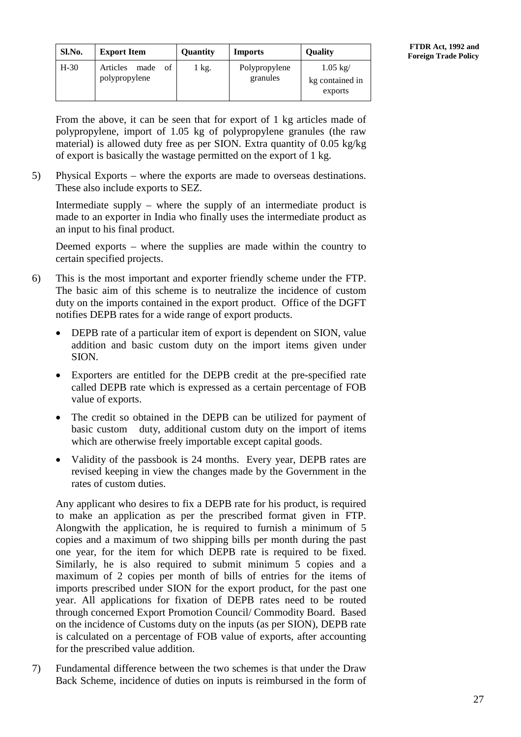| Sl.No. | Export Item | Quantity | Imports | Quality |
|---|---|---|---|---|
| H-30 | Articles made of polypropylene | 1 kg. | Polypropylene granules | 1.05 kg/ kg contained in exports |

From the above, it can be seen that for export of 1 kg articles made of polypropylene, import of 1.05 kg of polypropylene granules (the raw material) is allowed duty free as per SION. Extra quantity of 0.05 kg/kg of export is basically the wastage permitted on the export of 1 kg.

5) Physical Exports – where the exports are made to overseas destinations. These also include exports to SEZ.

   Intermediate supply – where the supply of an intermediate product is made to an exporter in India who finally uses the intermediate product as an input to his final product.

   Deemed exports – where the supplies are made within the country to certain specified projects.

6) This is the most important and exporter friendly scheme under the FTP. The basic aim of this scheme is to neutralize the incidence of custom duty on the imports contained in the export product. Office of the DGFT notifies DEPB rates for a wide range of export products.

   - DEPB rate of a particular item of export is dependent on SION, value addition and basic custom duty on the import items given under SION.
   - Exporters are entitled for the DEPB credit at the pre-specified rate called DEPB rate which is expressed as a certain percentage of FOB value of exports.
   - The credit so obtained in the DEPB can be utilized for payment of basic custom duty, additional custom duty on the import of items which are otherwise freely importable except capital goods.
   - Validity of the passbook is 24 months. Every year, DEPB rates are revised keeping in view the changes made by the Government in the rates of custom duties.

   Any applicant who desires to fix a DEPB rate for his product, is required to make an application as per the prescribed format given in FTP. Alongwith the application, he is required to furnish a minimum of 5 copies and a maximum of two shipping bills per month during the past one year, for the item for which DEPB rate is required to be fixed. Similarly, he is also required to submit minimum 5 copies and a maximum of 2 copies per month of bills of entries for the items of imports prescribed under SION for the export product, for the past one year. All applications for fixation of DEPB rates need to be routed through concerned Export Promotion Council/ Commodity Board. Based on the incidence of Customs duty on the inputs (as per SION), DEPB rate is calculated on a percentage of FOB value of exports, after accounting for the prescribed value addition.

7) Fundamental difference between the two schemes is that under the Draw Back Scheme, incidence of duties on inputs is reimbursed in the form of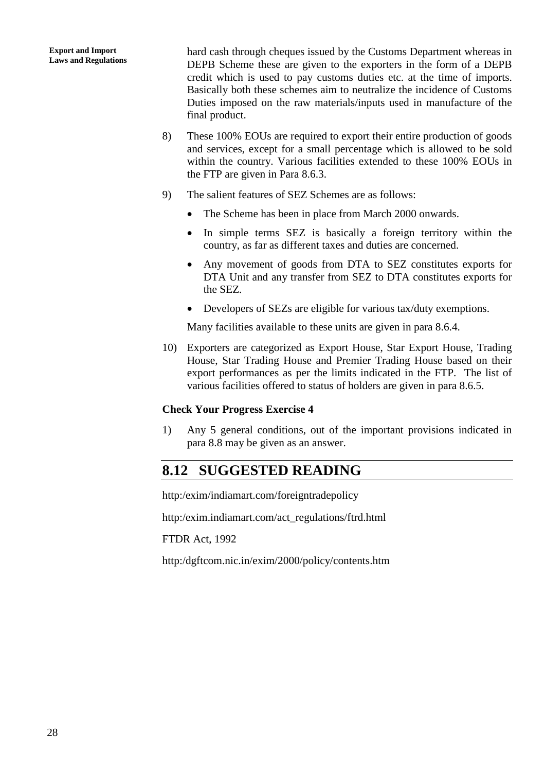hard cash through cheques issued by the Customs Department whereas in DEPB Scheme these are given to the exporters in the form of a DEPB credit which is used to pay customs duties etc. at the time of imports. Basically both these schemes aim to neutralize the incidence of Customs Duties imposed on the raw materials/inputs used in manufacture of the final product.

8) These 100% EOUs are required to export their entire production of goods and services, except for a small percentage which is allowed to be sold within the country. Various facilities extended to these 100% EOUs in the FTP are given in Para 8.6.3.

9) The salient features of SEZ Schemes are as follows:

   - The Scheme has been in place from March 2000 onwards.
   - In simple terms SEZ is basically a foreign territory within the country, as far as different taxes and duties are concerned.
   - Any movement of goods from DTA to SEZ constitutes exports for DTA Unit and any transfer from SEZ to DTA constitutes exports for the SEZ.
   - Developers of SEZs are eligible for various tax/duty exemptions.

   Many facilities available to these units are given in para 8.6.4.

10) Exporters are categorized as Export House, Star Export House, Trading House, Star Trading House and Premier Trading House based on their export performances as per the limits indicated in the FTP. The list of various facilities offered to status of holders are given in para 8.6.5.

**Check Your Progress Exercise 4**

1) Any 5 general conditions, out of the important provisions indicated in para 8.8 may be given as an answer.

## 8.12 SUGGESTED READING

http:/exim/indiamart.com/foreigntradepolicy

http:/exim.indiamart.com/act_regulations/ftrd.html

FTDR Act, 1992

http:/dgftcom.nic.in/exim/2000/policy/contents.htm